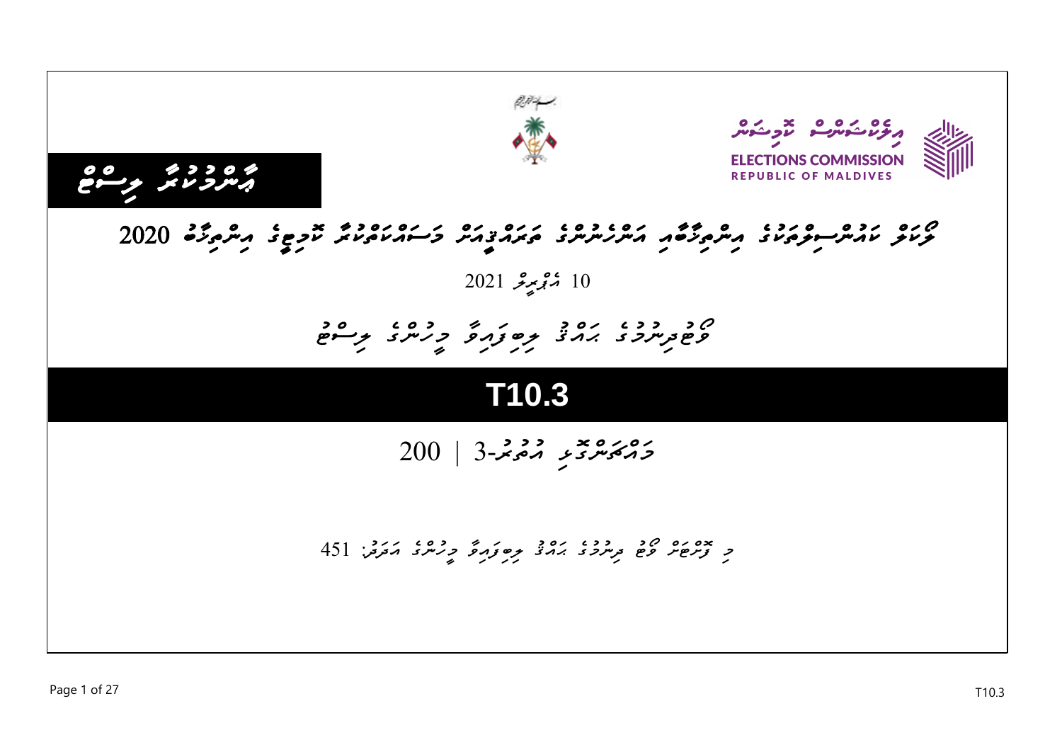ELECTIONS COMMISSION

REPUBLIC OF MALDIVES

އިލެކްޝަންސް ކޮމިޝަން

އާންމުކޮށް ލިސްޓް

# ލޯކަލް ކައުންސިލްތަކުގެ އިންތިޚާބާއި އަންހެނުންގެ ތަރައްޤީއަށް މަސައްކަތްކުރާ ކޮމިޓީގެ އިންތިޚާބު 2020

10 އޭޕްރިލް 2021

ވޯޓުދިނުމުގެ ހައްޤު ލިބިފައިވާ މީހުންގެ ލިސްޓު

# T10.3

މައްޗަންގޮޅި އުތުރު-3 | 200

މި ލިސްޓުގައި ވޯޓު ދިނުމުގެ ހައްޤު ލިބިފައިވާ މީހުންގެ އަދަދު: 451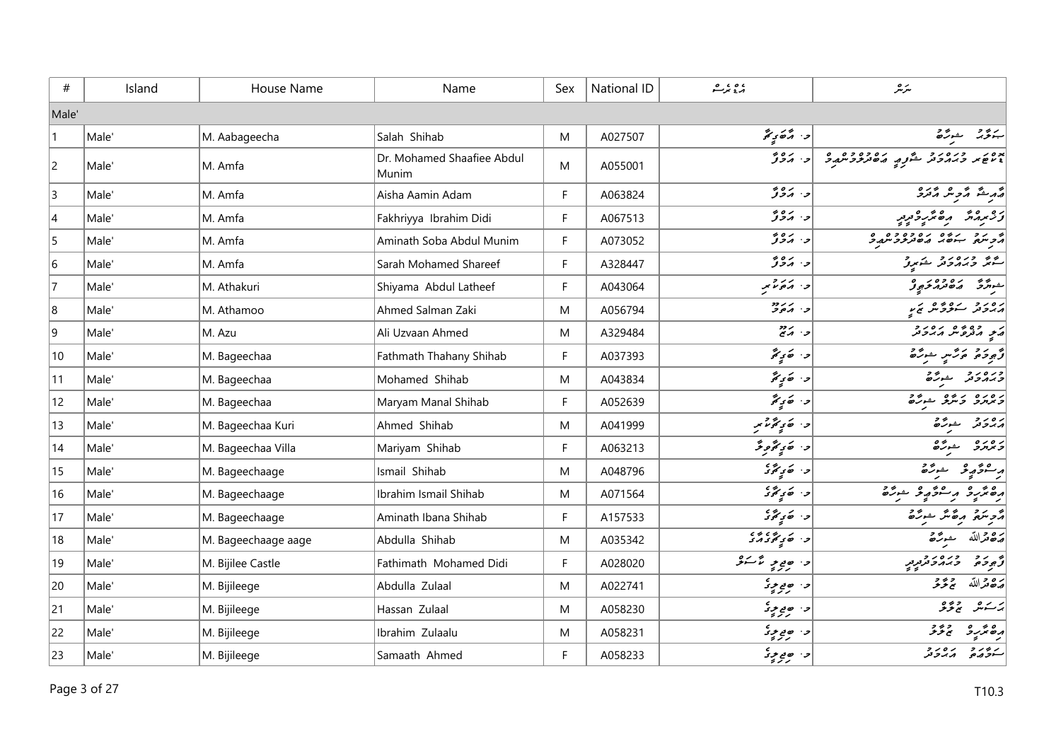| # | Island | House Name | Name | Sex | National ID | ޖެޑެރެސް | ނަން |
|---|---|---|---|---|---|---|---|
| Male' | | | | | | | |
| 1 | Male' | M. Aabageecha | Salah Shihab | M | A027507 | މ. އާބަގީޗާ | ސަލާހު ޝިހާބު |
| 2 | Male' | M. Amfa | Dr. Mohamed Shaafiee Abdul Munim | M | A055001 | މ. އަމްފާ | ޑރ. މުޙައްމަދު ޝާފިޢީ އަބްދުލްމުނިމް |
| 3 | Male' | M. Amfa | Aisha Aamin Adam | F | A063824 | މ. އަމްފާ | އައިޝާ އާމިން އާދަމް |
| 4 | Male' | M. Amfa | Fakhriyya Ibrahim Didi | F | A067513 | މ. އަމްފާ | ފަޚްރިއްޔާ އިބްރާހިމްދީދީ |
| 5 | Male' | M. Amfa | Aminath Soba Abdul Munim | F | A073052 | މ. އަމްފާ | އާމިނަތު ސޮބާ އަބްދުލްމުނިމް |
| 6 | Male' | M. Amfa | Sarah Mohamed Shareef | F | A328447 | މ. އަމްފާ | ސާރާ މުޙައްމަދު ޝަރީފް |
| 7 | Male' | M. Athakuri | Shiyama Abdul Latheef | F | A043064 | މ. އަތަކުރި | ޝިޔާމާ އަބްދުއްލަތީފް |
| 8 | Male' | M. Athamoo | Ahmed Salman Zaki | M | A056794 | މ. އަތަމޫ | އަޙްމަދު ސަލްމާން ޒަކީ |
| 9 | Male' | M. Azu | Ali Uzvaan Ahmed | M | A329484 | މ. އަޒު | އަލި އުޒްވާން އަޙްމަދު |
| 10 | Male' | M. Bageechaa | Fathmath Thahany Shihab | F | A037393 | މ. ބަގީޗާ | ފާތިމަތު ތަހާނީ ޝިހާބު |
| 11 | Male' | M. Bageechaa | Mohamed Shihab | M | A043834 | މ. ބަގީޗާ | މުޙައްމަދު ޝިހާބު |
| 12 | Male' | M. Bageechaa | Maryam Manal Shihab | F | A052639 | މ. ބަގީޗާ | މަރްޔަމް މަނާލް ޝިހާބު |
| 13 | Male' | M. Bageechaa Kuri | Ahmed Shihab | M | A041999 | މ. ބަގީޗާކުރި | އަޙްމަދު ޝިހާބު |
| 14 | Male' | M. Bageechaa Villa | Mariyam Shihab | F | A063213 | މ. ބަގީޗާވިލާ | މަރިޔަމް ޝިހާބު |
| 15 | Male' | M. Bageechaage | Ismail Shihab | M | A048796 | މ. ބަގީޗާގެ | އިސްމާޢީލް ޝިހާބު |
| 16 | Male' | M. Bageechaage | Ibrahim Ismail Shihab | M | A071564 | މ. ބަގީޗާގެ | އިބްރާހީމް އިސްމާޢީލް ޝިހާބު |
| 17 | Male' | M. Bageechaage | Aminath Ibana Shihab | F | A157533 | މ. ބަގީޗާގެ | އާމިނަތު އިބާނާ ޝިހާބު |
| 18 | Male' | M. Bageechaage aage | Abdulla Shihab | M | A035342 | މ. ބަގީޗާގެއާގެ | އަބްދުﷲ ޝިހާބު |
| 19 | Male' | M. Bijilee Castle | Fathimath Mohamed Didi | F | A028020 | މ. ބިޖިލީ ކާސަލް | ފާތިމަތު މުޙައްމަދުދީދީ |
| 20 | Male' | M. Bijileege | Abdulla Zulaal | M | A022741 | މ. ބިޖިލީގެ | އަބްދުﷲ ޒުލާލް |
| 21 | Male' | M. Bijileege | Hassan Zulaal | M | A058230 | މ. ބިޖިލީގެ | ހަސަން ޒުލާލް |
| 22 | Male' | M. Bijileege | Ibrahim Zulaalu | M | A058231 | މ. ބިޖިލީގެ | އިބްރާހިމް ޒުލާލު |
| 23 | Male' | M. Bijileege | Samaath Ahmed | F | A058233 | މ. ބިޖިލީގެ | ސަމާޢަތު އަޙްމަދު |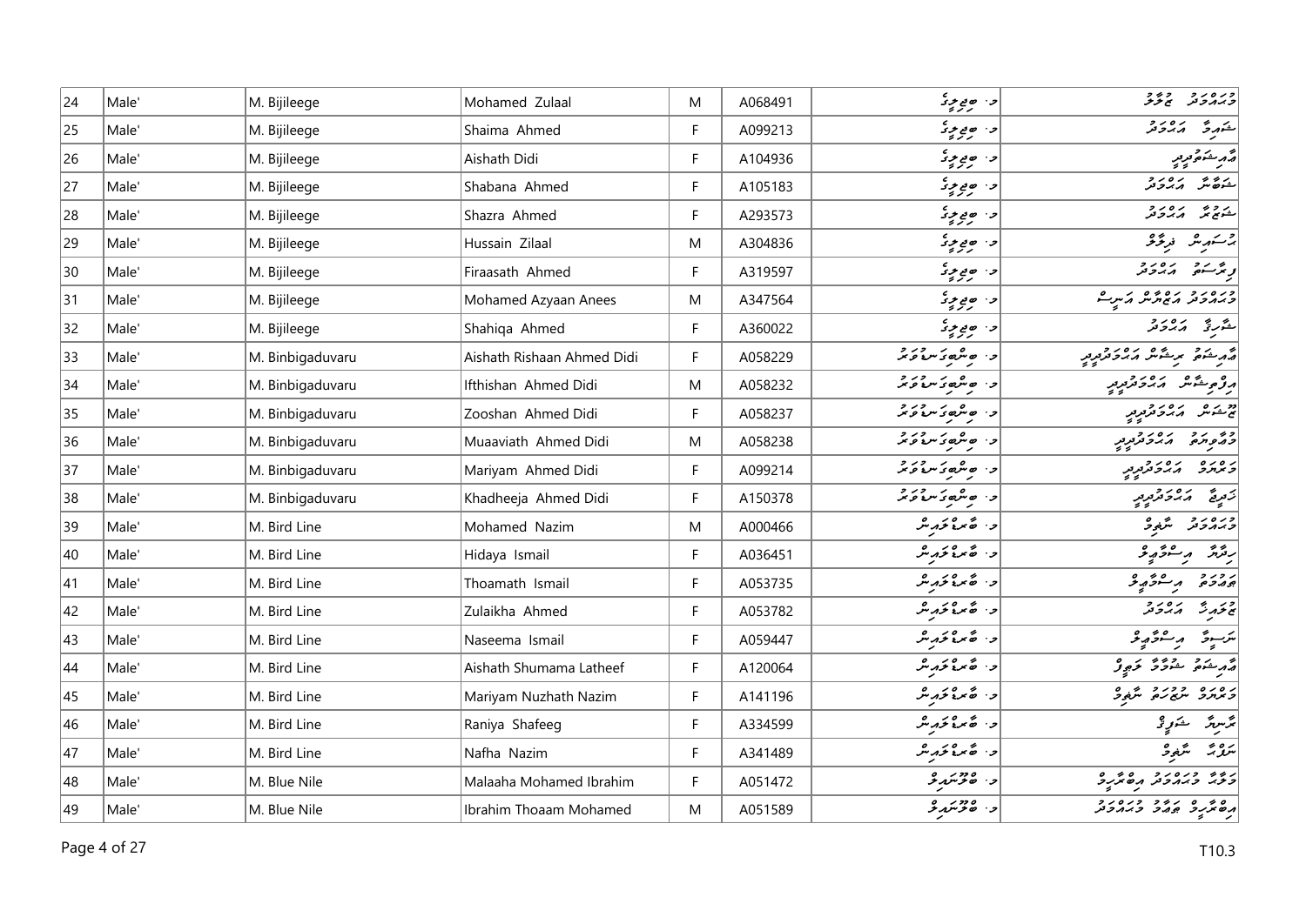| 24 | Male' | M. Bijileege | Mohamed Zulaal | M | A068491 | މ. ބިޖިލީގެ | މުހައްމަދު ޒުލާލް |
|---|---|---|---|---|---|---|---|
| 25 | Male' | M. Bijileege | Shaima Ahmed | F | A099213 | މ. ބިޖިލީގެ | ޝައިމާ އަޙްމަދު |
| 26 | Male' | M. Bijileege | Aishath Didi | F | A104936 | މ. ބިޖިލީގެ | އާއިޝަތުދީދީ |
| 27 | Male' | M. Bijileege | Shabana Ahmed | F | A105183 | މ. ބިޖިލީގެ | ޝަބާނާ އަޙްމަދު |
| 28 | Male' | M. Bijileege | Shazra Ahmed | F | A293573 | މ. ބިޖިލީގެ | ޝަޒްރާ އަޙްމަދު |
| 29 | Male' | M. Bijileege | Hussain Zilaal | M | A304836 | މ. ބިޖިލީގެ | ހުސައިން ޒިލާލް |
| 30 | Male' | M. Bijileege | Firaasath Ahmed | F | A319597 | މ. ބިޖިލީގެ | ފިރާސަތު އަޙްމަދު |
| 31 | Male' | M. Bijileege | Mohamed Azyaan Anees | M | A347564 | މ. ބިޖިލީގެ | މުހައްމަދު އަޒްޔާން އަނީސް |
| 32 | Male' | M. Bijileege | Shahiqa Ahmed | F | A360022 | މ. ބިޖިލީގެ | ޝާހިޤާ އަޙްމަދު |
| 33 | Male' | M. Binbigaduvaru | Aishath Rishaan Ahmed Didi | F | A058229 | މ. ބިންބިގަސްދުވަރު | އާއިޝަތު ރިޝާން އަޙްމަދުދީދީ |
| 34 | Male' | M. Binbigaduvaru | Ifthishan Ahmed Didi | M | A058232 | މ. ބިންބިގަސްދުވަރު | އިފްތިޝާން އަޙްމަދުދީދީ |
| 35 | Male' | M. Binbigaduvaru | Zooshan Ahmed Didi | F | A058237 | މ. ބިންބިގަސްދުވަރު | ޒޫޝަން އަޙްމަދުދީދީ |
| 36 | Male' | M. Binbigaduvaru | Muaaviath Ahmed Didi | M | A058238 | މ. ބިންބިގަސްދުވަރު | މުއާވިޔަތު އަޙްމަދުދީދީ |
| 37 | Male' | M. Binbigaduvaru | Mariyam Ahmed Didi | F | A099214 | މ. ބިންބިގަސްދުވަރު | މަރިޔަމް އަޙްމަދުދީދީ |
| 38 | Male' | M. Binbigaduvaru | Khadheeja Ahmed Didi | F | A150378 | މ. ބިންބިގަސްދުވަރު | ޚަދީޖާ އަޙްމަދުދީދީ |
| 39 | Male' | M. Bird Line | Mohamed Nazim | M | A000466 | މ. ބާރޑްލައިން | މުހައްމަދު ނާޒިމް |
| 40 | Male' | M. Bird Line | Hidaya Ismail | F | A036451 | މ. ބާރޑްލައިން | ހިދާޔާ އިސްމާޢީލް |
| 41 | Male' | M. Bird Line | Thoamath Ismail | F | A053735 | މ. ބާރޑްލައިން | ތޯމަތު އިސްމާޢީލް |
| 42 | Male' | M. Bird Line | Zulaikha Ahmed | F | A053782 | މ. ބާރޑްލައިން | ޒުލައިޚާ އަޙްމަދު |
| 43 | Male' | M. Bird Line | Naseema Ismail | F | A059447 | މ. ބާރޑްލައިން | ނަސީމާ އިސްމާޢީލް |
| 44 | Male' | M. Bird Line | Aishath Shumama Latheef | F | A120064 | މ. ބާރޑްލައިން | އާއިޝަތު ޝުމާމާ ލަތީފް |
| 45 | Male' | M. Bird Line | Mariyam Nuzhath Nazim | F | A141196 | މ. ބާރޑްލައިން | މަރިޔަމް ނުޒްހަތު ނާޒިމް |
| 46 | Male' | M. Bird Line | Raniya Shafeeg | F | A334599 | މ. ބާރޑްލައިން | ރާނިޔާ ޝަފީޤު |
| 47 | Male' | M. Bird Line | Nafha Nazim | F | A341489 | މ. ބާރޑްލައިން | ނަފްހާ ނާޒިމް |
| 48 | Male' | M. Blue Nile | Malaaha Mohamed Ibrahim | F | A051472 | މ. ބްލޫނައިލް | މަލާހާ މުހައްމަދު އިބްރާހީމް |
| 49 | Male' | M. Blue Nile | Ibrahim Thoaam Mohamed | M | A051589 | މ. ބްލޫނައިލް | އިބްރާހީމް ތޯއަމް މުހައްމަދު |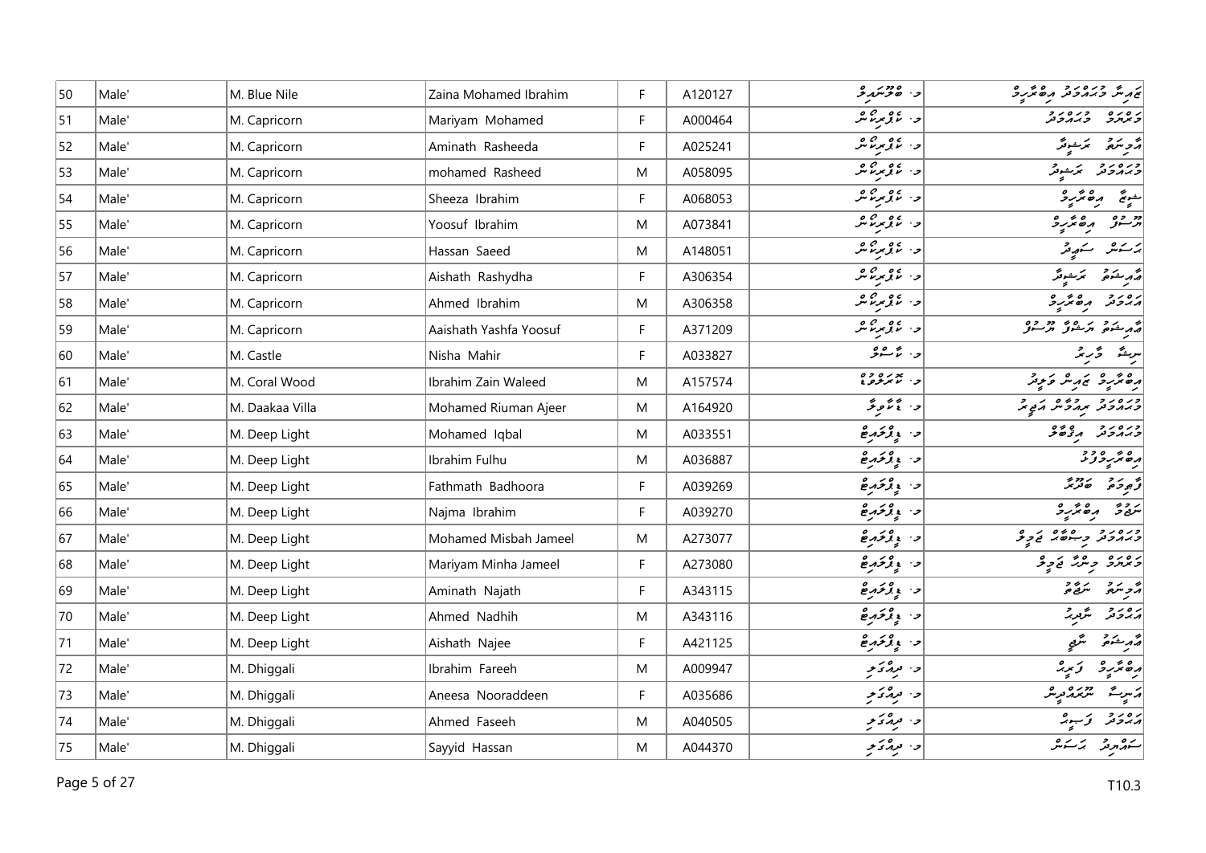| 50 | Male' | M. Blue Nile | Zaina Mohamed Ibrahim | F | A120127 | މ. ބްލޫނައިލް | ޒައިނާ މުހައްމަދު އިބްރާހީމް |
|---|---|---|---|---|---|---|---|
| 51 | Male' | M. Capricorn | Mariyam Mohamed | F | A000464 | މ. ކެޕްރިކޯން | މަރިޔަމް މުހައްމަދު |
| 52 | Male' | M. Capricorn | Aminath Rasheeda | F | A025241 | މ. ކެޕްރިކޯން | އާމިނަތު ރަޝީދާ |
| 53 | Male' | M. Capricorn | mohamed Rasheed | M | A058095 | މ. ކެޕްރިކޯން | މުހައްމަދު ރަޝީދު |
| 54 | Male' | M. Capricorn | Sheeza Ibrahim | F | A068053 | މ. ކެޕްރިކޯން | ޝީޒާ އިބްރާހީމް |
| 55 | Male' | M. Capricorn | Yoosuf Ibrahim | M | A073841 | މ. ކެޕްރިކޯން | ޔޫސުފު އިބްރާހީމް |
| 56 | Male' | M. Capricorn | Hassan Saeed | M | A148051 | މ. ކެޕްރިކޯން | ހަސަން ސައީދު |
| 57 | Male' | M. Capricorn | Aishath Rashydha | F | A306354 | މ. ކެޕްރިކޯން | އާއިޝަތު ރަޝީދާ |
| 58 | Male' | M. Capricorn | Ahmed Ibrahim | M | A306358 | މ. ކެޕްރިކޯން | އަހުމަދު އިބްރާހީމް |
| 59 | Male' | M. Capricorn | Aaishath Yashfa Yoosuf | F | A371209 | މ. ކެޕްރިކޯން | އާއިޝަތު ޔަޝްފާ ޔޫސުފު |
| 60 | Male' | M. Castle | Nisha Mahir | F | A033827 | މ. ކާސްލް | ނިޝާ މާހިރު |
| 61 | Male' | M. Coral Wood | Ibrahim Zain Waleed | M | A157574 | މ. ކޯރަލްވުޑް | އިބްރާހީމް ޒައިން ވަލީދު |
| 62 | Male' | M. Daakaa Villa | Mohamed Riuman Ajeer | M | A164920 | މ. ޑާކާވިލާ | މުހައްމަދު ރިއުމާން އަޖީރު |
| 63 | Male' | M. Deep Light | Mohamed Iqbal | M | A033551 | މ. ޑީޕްލައިޓް | މުހައްމަދު އިޤްބާލް |
| 64 | Male' | M. Deep Light | Ibrahim Fulhu | M | A036887 | މ. ޑީޕްލައިޓް | އިބްރާހީމްފުޅު |
| 65 | Male' | M. Deep Light | Fathmath Badhoora | F | A039269 | މ. ޑީޕްލައިޓް | ފާތިމަތު ބަދޫރާ |
| 66 | Male' | M. Deep Light | Najma Ibrahim | F | A039270 | މ. ޑީޕްލައިޓް | ނަޖުމާ އިބްރާހީމް |
| 67 | Male' | M. Deep Light | Mohamed Misbah Jameel | M | A273077 | މ. ޑީޕްލައިޓް | މުހައްމަދު މިސްބާހް ޖަމީލް |
| 68 | Male' | M. Deep Light | Mariyam Minha Jameel | F | A273080 | މ. ޑީޕްލައިޓް | މަރިޔަމް މިންހާ ޖަމީލް |
| 69 | Male' | M. Deep Light | Aminath Najath | F | A343115 | މ. ޑީޕްލައިޓް | އާމިނަތު ނަޖާތު |
| 70 | Male' | M. Deep Light | Ahmed Nadhih | M | A343116 | މ. ޑީޕްލައިޓް | އަހުމަދު ނާދިހް |
| 71 | Male' | M. Deep Light | Aishath Najee | F | A421125 | މ. ޑީޕްލައިޓް | އާއިޝަތު ނާޖީ |
| 72 | Male' | M. Dhiggali | Ibrahim Fareeh | M | A009947 | މ. ދިއްގަލި | އިބްރާހީމް ފަރީހު |
| 73 | Male' | M. Dhiggali | Aneesa Nooraddeen | F | A035686 | މ. ދިއްގަލި | އަނީސާ ނޫރައްދީން |
| 74 | Male' | M. Dhiggali | Ahmed Faseeh | M | A040505 | މ. ދިއްގަލި | އަހުމަދު ފަސީހު |
| 75 | Male' | M. Dhiggali | Sayyid Hassan | M | A044370 | މ. ދިއްގަލި | ސައްޔިދު ހަސަން |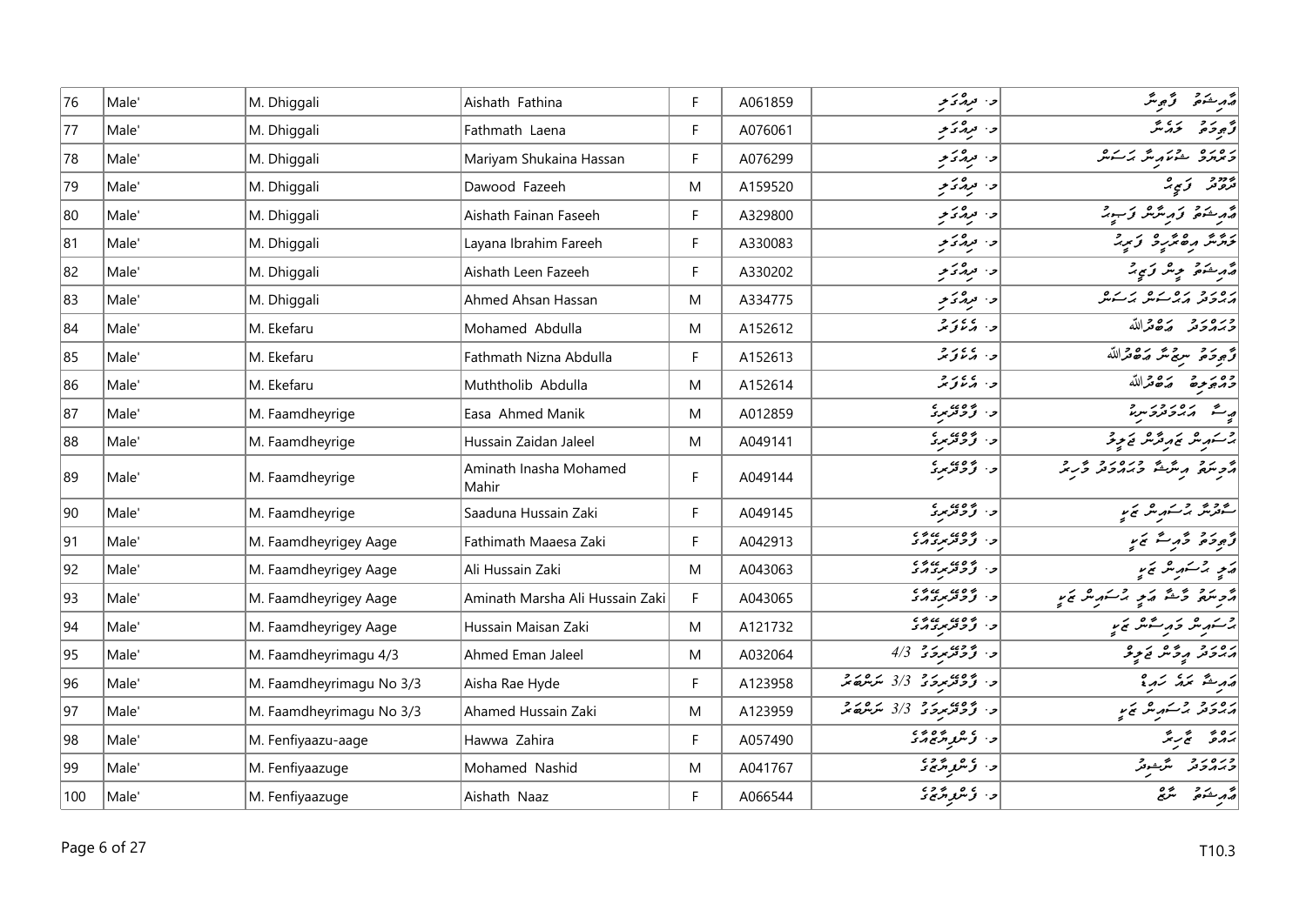| 76 | Male' | M. Dhiggali | Aishath Fathina | F | A061859 | މ. ދިއްގަލި | އައިޝަތު ފާތިނާ |
|---|---|---|---|---|---|---|---|
| 77 | Male' | M. Dhiggali | Fathmath Laena | F | A076061 | މ. ދިއްގަލި | ފާތިމަތު ލައިނާ |
| 78 | Male' | M. Dhiggali | Mariyam Shukaina Hassan | F | A076299 | މ. ދިއްގަލި | މަރިޔަމް ޝުކައިނާ ހަސަން |
| 79 | Male' | M. Dhiggali | Dawood Fazeeh | M | A159520 | މ. ދިއްގަލި | ދާވޫދު ފަޒީހު |
| 80 | Male' | M. Dhiggali | Aishath Fainan Faseeh | F | A329800 | މ. ދިއްގަލި | އައިޝަތު ފައިނާން ފަސީހު |
| 81 | Male' | M. Dhiggali | Layana Ibrahim Fareeh | F | A330083 | މ. ދިއްގަލި | ލަޔާނާ އިބްރާހީމް ފަރީހު |
| 82 | Male' | M. Dhiggali | Aishath Leen Fazeeh | F | A330202 | މ. ދިއްގަލި | އައިޝަތު ލީން ފަޒީހު |
| 83 | Male' | M. Dhiggali | Ahmed Ahsan Hassan | M | A334775 | މ. ދިއްގަލި | އަޙްމަދު އަޙްސަން ހަސަން |
| 84 | Male' | M. Ekefaru | Mohamed Abdulla | M | A152612 | މ. އެކެފަރު | މުޙައްމަދު އަބްދުﷲ |
| 85 | Male' | M. Ekefaru | Fathmath Nizna Abdulla | F | A152613 | މ. އެކެފަރު | ފާތިމަތު ނިޒްނާ އަބްދުﷲ |
| 86 | Male' | M. Ekefaru | Muththolib Abdulla | M | A152614 | މ. އެކެފަރު | މުއްޠަލިބު އަބްދުﷲ |
| 87 | Male' | M. Faamdheyrige | Easa Ahmed Manik | M | A012859 | މ. ފާމްދޭރިގެ | ޢީސާ އަޙްމަދުމަނިކު |
| 88 | Male' | M. Faamdheyrige | Hussain Zaidan Jaleel | M | A049141 | މ. ފާމްދޭރިގެ | ޙުސައިން ޒައިދާން ޖަލީލު |
| 89 | Male' | M. Faamdheyrige | Aminath Inasha Mohamed Mahir | F | A049144 | މ. ފާމްދޭރިގެ | އާމިނަތު އިނާޝާ މުޙައްމަދު މާހިރު |
| 90 | Male' | M. Faamdheyrige | Saaduna Hussain Zaki | F | A049145 | މ. ފާމްދޭރިގެ | ސާދުނާ ޙުސައިން ޒަކީ |
| 91 | Male' | M. Faamdheyrigey Aage | Fathimath Maaesa Zaki | F | A042913 | މ. ފާމްދޭރިގޭއާގެ | ފާތިމަތު މާއީސާ ޒަކީ |
| 92 | Male' | M. Faamdheyrigey Aage | Ali Hussain Zaki | M | A043063 | މ. ފާމްދޭރިގޭއާގެ | އަލި ޙުސައިން ޒަކީ |
| 93 | Male' | M. Faamdheyrigey Aage | Aminath Marsha Ali Hussain Zaki | F | A043065 | މ. ފާމްދޭރިގޭއާގެ | އާމިނަތު މާޝާ އަލި ޙުސައިން ޒަކީ |
| 94 | Male' | M. Faamdheyrigey Aage | Hussain Maisan Zaki | M | A121732 | މ. ފާމްދޭރިގޭއާގެ | ޙުސައިން މައިސާން ޒަކީ |
| 95 | Male' | M. Faamdheyrimagu 4/3 | Ahmed Eman Jaleel | M | A032064 | މ. ފާމްދޭރިމަގު 4/3 | އަޙްމަދު އީމާން ޖަލީލު |
| 96 | Male' | M. Faamdheyrimagu No 3/3 | Aisha Rae Hyde | F | A123958 | މ. ފާމްދޭރިމަގު 3/3 ނަންބަރު | އައިޝާ ރަރ ހައިޑް |
| 97 | Male' | M. Faamdheyrimagu No 3/3 | Ahamed Hussain Zaki | M | A123959 | މ. ފާމްދޭރިމަގު 3/3 ނަންބަރު | އަޙްމަދު ޙުސައިން ޒަކީ |
| 98 | Male' | M. Fenfiyaazu-aage | Hawwa Zahira | F | A057490 | މ. ފެންފިޔާޒުއާގެ | ޙައްވާ ޒާހިރާ |
| 99 | Male' | M. Fenfiyaazuge | Mohamed Nashid | M | A041767 | މ. ފެންފިޔާޒުގެ | މުޙައްމަދު ނާޝިދު |
| 100 | Male' | M. Fenfiyaazuge | Aishath Naaz | F | A066544 | މ. ފެންފިޔާޒުގެ | އައިޝަތު ނާޒު |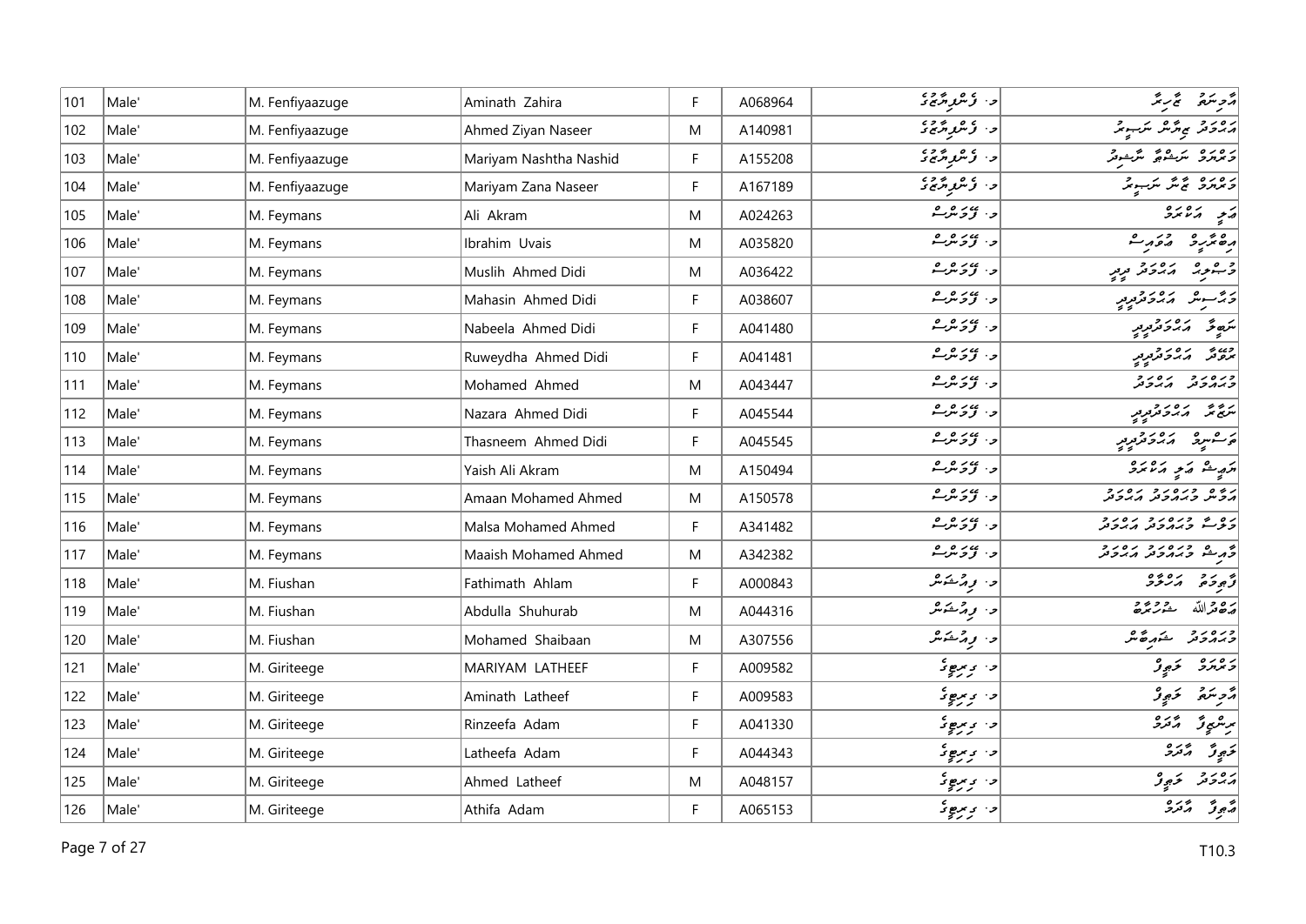| 101 | Male' | M. Fenfiyaazuge | Aminath Zahira | F | A068964 | މ. ފެންފިޔާޒުގެ | އާމިނަތު ޒާހިރާ |
|---|---|---|---|---|---|---|---|
| 102 | Male' | M. Fenfiyaazuge | Ahmed Ziyan Naseer | M | A140981 | މ. ފެންފިޔާޒުގެ | އަޙްމަދު ޒިޔާން ނަސީރު |
| 103 | Male' | M. Fenfiyaazuge | Mariyam Nashtha Nashid | F | A155208 | މ. ފެންފިޔާޒުގެ | މަރިޔަމް ނަށްތާ ނާޝިދު |
| 104 | Male' | M. Fenfiyaazuge | Mariyam Zana Naseer | F | A167189 | މ. ފެންފިޔާޒުގެ | މަރިޔަމް ޒަނާ ނަސީރު |
| 105 | Male' | M. Feymans | Ali Akram | M | A024263 | މ. ފޭމަންސް | ޢަލި އަކްރަމް |
| 106 | Male' | M. Feymans | Ibrahim Uvais | M | A035820 | މ. ފޭމަންސް | އިބްރާހީމް އުވައިސް |
| 107 | Male' | M. Feymans | Muslih Ahmed Didi | M | A036422 | މ. ފޭމަންސް | މުސްލިޙް އަޙްމަދުދީދީ |
| 108 | Male' | M. Feymans | Mahasin Ahmed Didi | F | A038607 | މ. ފޭމަންސް | މަޙާސިން އަޙްމަދުދީދީ |
| 109 | Male' | M. Feymans | Nabeela Ahmed Didi | F | A041480 | މ. ފޭމަންސް | ނަބީލާ އަޙްމަދުދީދީ |
| 110 | Male' | M. Feymans | Ruweydha Ahmed Didi | F | A041481 | މ. ފޭމަންސް | ރުވޭދާ އަޙްމަދުދީދީ |
| 111 | Male' | M. Feymans | Mohamed Ahmed | M | A043447 | މ. ފޭމަންސް | މުޙައްމަދު އަޙްމަދު |
| 112 | Male' | M. Feymans | Nazara Ahmed Didi | F | A045544 | މ. ފޭމަންސް | ނަޒާރާ އަޙްމަދުދީދީ |
| 113 | Male' | M. Feymans | Thasneem Ahmed Didi | F | A045545 | މ. ފޭމަންސް | ތަސްނީމް އަޙްމަދުދީދީ |
| 114 | Male' | M. Feymans | Yaish Ali Akram | M | A150494 | މ. ފޭމަންސް | ޔާއިޝް ޢަލި އަކްރަމް |
| 115 | Male' | M. Feymans | Amaan Mohamed Ahmed | M | A150578 | މ. ފޭމަންސް | އަމާން މުޙައްމަދު އަޙްމަދު |
| 116 | Male' | M. Feymans | Malsa Mohamed Ahmed | F | A341482 | މ. ފޭމަންސް | މަލްސާ މުޙައްމަދު އަޙްމަދު |
| 117 | Male' | M. Feymans | Maaish Mohamed Ahmed | M | A342382 | މ. ފޭމަންސް | މާއިޝް މުޙައްމަދު އަޙްމަދު |
| 118 | Male' | M. Fiushan | Fathimath Ahlam | F | A000843 | މ. ފިއުޝަން | ފާތިމަތު އަޙްލާމް |
| 119 | Male' | M. Fiushan | Abdulla Shuhurab | M | A044316 | މ. ފިއުޝަން | އަބްދުﷲ ޝުހުރާބު |
| 120 | Male' | M. Fiushan | Mohamed Shaibaan | M | A307556 | މ. ފިއުޝަން | މުޙައްމަދު ޝައިބާން |
| 121 | Male' | M. Giriteege | MARIYAM LATHEEF | F | A009582 | މ. ގިރިޓީގެ | މަރިޔަމް ލަތީފު |
| 122 | Male' | M. Giriteege | Aminath Latheef | F | A009583 | މ. ގިރިޓީގެ | އާމިނަތު ލަތީފު |
| 123 | Male' | M. Giriteege | Rinzeefa Adam | F | A041330 | މ. ގިރިޓީގެ | ރިންޒީފާ އާދަމް |
| 124 | Male' | M. Giriteege | Latheefa Adam | F | A044343 | މ. ގިރިޓީގެ | ލަތީފާ އާދަމް |
| 125 | Male' | M. Giriteege | Ahmed Latheef | M | A048157 | މ. ގިރިޓީގެ | އަޙްމަދު ލަތީފު |
| 126 | Male' | M. Giriteege | Athifa Adam | F | A065153 | މ. ގިރިޓީގެ | އާތިފާ އާދަމް |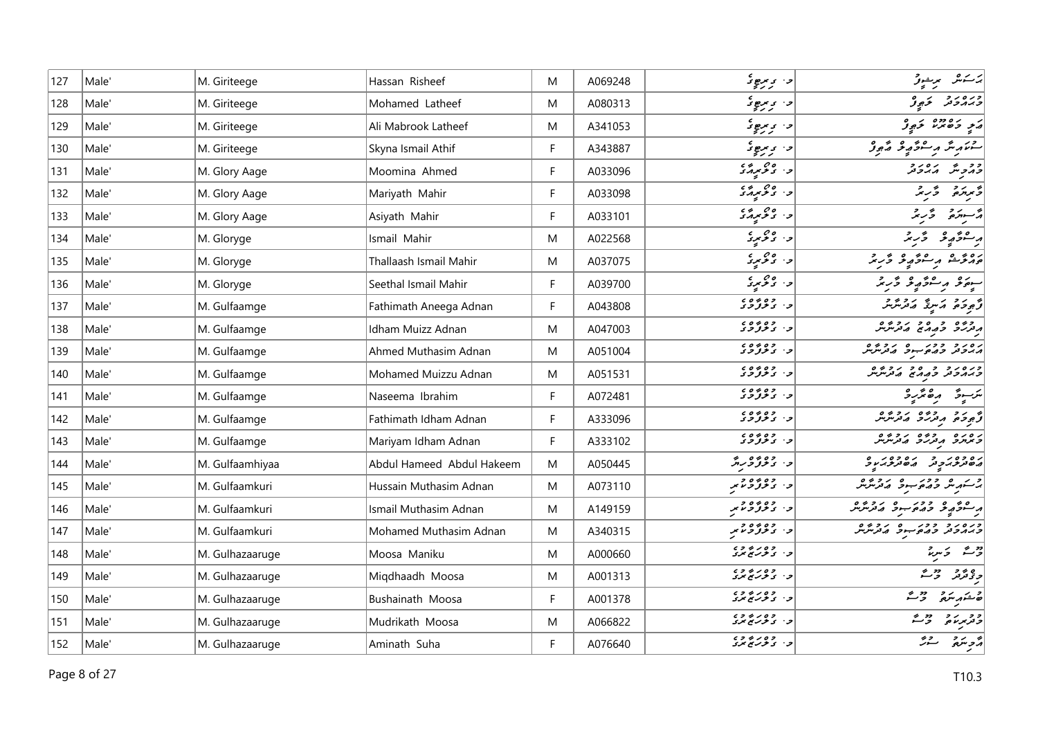| 127 | Male' | M. Giriteege | Hassan Risheef | M | A069248 | މ. ގިރިޓީގެ | ހަސަން ރިޝީފު |
|---|---|---|---|---|---|---|---|
| 128 | Male' | M. Giriteege | Mohamed Latheef | M | A080313 | މ. ގިރިޓީގެ | މުހައްމަދު ލަޠީފު |
| 129 | Male' | M. Giriteege | Ali Mabrook Latheef | M | A341053 | މ. ގިރިޓީގެ | އަލި މަބްރޫކް ލަޠީފު |
| 130 | Male' | M. Giriteege | Skyna Ismail Athif | F | A343887 | މ. ގިރިޓީގެ | ސްކައިނާ އިސްމާއީލް އާތިފް |
| 131 | Male' | M. Glory Aage | Moomina Ahmed | F | A033096 | މ. ގްލޮރީއާގެ | މޫމިނާ އަހްމަދު |
| 132 | Male' | M. Glory Aage | Mariyath Mahir | F | A033098 | މ. ގްލޮރީއާގެ | މާރިޔަތު މާހިރު |
| 133 | Male' | M. Glory Aage | Asiyath Mahir | F | A033101 | މ. ގްލޮރީއާގެ | އާސިޔަތު މާހިރު |
| 134 | Male' | M. Gloryge | Ismail Mahir | M | A022568 | މ. ގްލޮރީގެ | އިސްމާއީލް މާހިރު |
| 135 | Male' | M. Gloryge | Thallaash Ismail Mahir | M | A037075 | މ. ގްލޮރީގެ | ތައްލާޝް އިސްމާއީލް މާހިރު |
| 136 | Male' | M. Gloryge | Seethal Ismail Mahir | F | A039700 | މ. ގްލޮރީގެ | ސީތަލް އިސްމާއީލް މާހިރު |
| 137 | Male' | M. Gulfaamge | Fathimath Aneega Adnan | F | A043808 | މ. ގުލްފާމްގެ | ފާތިމަތު އަނީގާ އަދްނާން |
| 138 | Male' | M. Gulfaamge | Idham Muizz Adnan | M | A047003 | މ. ގުލްފާމްގެ | އިދުހާމް މުޢިއްޒު އަދްނާން |
| 139 | Male' | M. Gulfaamge | Ahmed Muthasim Adnan | M | A051004 | މ. ގުލްފާމްގެ | އަހްމަދު މުޢުތަޞިމް އަދްނާން |
| 140 | Male' | M. Gulfaamge | Mohamed Muizzu Adnan | M | A051531 | މ. ގުލްފާމްގެ | މުހައްމަދު މުޢިއްޒު އަދްނާން |
| 141 | Male' | M. Gulfaamge | Naseema Ibrahim | F | A072481 | މ. ގުލްފާމްގެ | ނަސީމާ އިބްރާހިމް |
| 142 | Male' | M. Gulfaamge | Fathimath Idham Adnan | F | A333096 | މ. ގުލްފާމްގެ | ފާތިމަތު އިދުހާމް އަދްނާން |
| 143 | Male' | M. Gulfaamge | Mariyam Idham Adnan | F | A333102 | މ. ގުލްފާމްގެ | މަރިޔަމް އިދުހާމް އަދްނާން |
| 144 | Male' | M. Gulfaamhiyaa | Abdul Hameed Abdul Hakeem | M | A050445 | މ. ގުލްފާމްހިޔާ | އަބްދުލްހަމީދު އަބްދުލްހަކީމް |
| 145 | Male' | M. Gulfaamkuri | Hussain Muthasim Adnan | M | A073110 | މ. ގުލްފާމްކުރި | ހުސައިން މުޢުތަޞިމް އަދްނާން |
| 146 | Male' | M. Gulfaamkuri | Ismail Muthasim Adnan | M | A149159 | މ. ގުލްފާމްކުރި | އިސްމާއީލް މުޢުތަޞިމް އަދްނާން |
| 147 | Male' | M. Gulfaamkuri | Mohamed Muthasim Adnan | M | A340315 | މ. ގުލްފާމްކުރި | މުހައްމަދު މުޢުތަޞިމް އަދްނާން |
| 148 | Male' | M. Gulhazaaruge | Moosa Maniku | M | A000660 | މ. ގުލްހަޒާރުގެ | މޫސާ މަނިކު |
| 149 | Male' | M. Gulhazaaruge | Miqdhaadh Moosa | M | A001313 | މ. ގުލްހަޒާރުގެ | މިޤްދާދު މޫސާ |
| 150 | Male' | M. Gulhazaaruge | Bushainath Moosa | F | A001378 | މ. ގުލްހަޒާރުގެ | ބުޝައިނަތު މޫސާ |
| 151 | Male' | M. Gulhazaaruge | Mudrikath Moosa | M | A066822 | މ. ގުލްހަޒާރުގެ | މުދްރިކަތު މޫސާ |
| 152 | Male' | M. Gulhazaaruge | Aminath Suha | F | A076640 | މ. ގުލްހަޒާރުގެ | އާމިނަތު ސުހާ |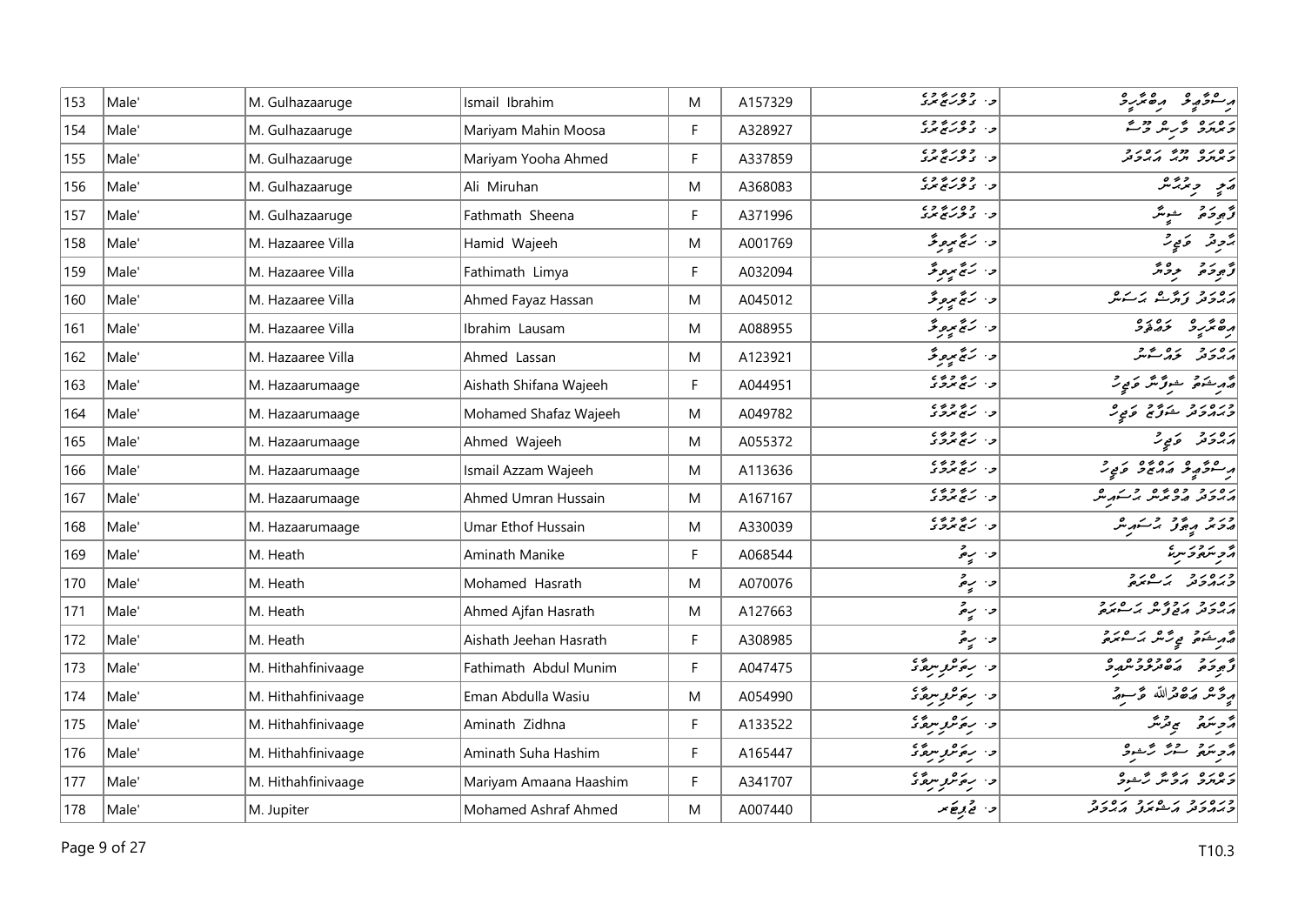| 153 | Male' | M. Gulhazaaruge | Ismail Ibrahim | M | A157329 | މ. ގުޅަޒާރުގެ | އިސްމާޢީލް އިބްރާހީމް |
|---|---|---|---|---|---|---|---|
| 154 | Male' | M. Gulhazaaruge | Mariyam Mahin Moosa | F | A328927 | މ. ގުޅަޒާރުގެ | މަރިޔަމް މާހިން މޫސާ |
| 155 | Male' | M. Gulhazaaruge | Mariyam Yooha Ahmed | F | A337859 | މ. ގުޅަޒާރުގެ | މަރިޔަމް ޔޫހާ އަޙްމަދު |
| 156 | Male' | M. Gulhazaaruge | Ali Miruhan | M | A368083 | މ. ގުޅަޒާރުގެ | އަލީ މިރުހާން |
| 157 | Male' | M. Gulhazaaruge | Fathmath Sheena | F | A371996 | މ. ގުޅަޒާރުގެ | ފާތިމަތު ޝީނާ |
| 158 | Male' | M. Hazaaree Villa | Hamid Wajeeh | M | A001769 | މ. ހަޒާރީވިލާ | ހާމިދު ވަޖީހު |
| 159 | Male' | M. Hazaaree Villa | Fathimath Limya | F | A032094 | މ. ހަޒާރީވިލާ | ފާތިމަތު ލިމްޔާ |
| 160 | Male' | M. Hazaaree Villa | Ahmed Fayaz Hassan | M | A045012 | މ. ހަޒާރީވިލާ | އަޙްމަދު ފައްޔާޒް ޙަސަން |
| 161 | Male' | M. Hazaaree Villa | Ibrahim Lausam | M | A088955 | މ. ހަޒާރީވިލާ | އިބްރާހީމް ލައުސަމް |
| 162 | Male' | M. Hazaaree Villa | Ahmed Lassan | M | A123921 | މ. ހަޒާރީވިލާ | އަޙްމަދު ލައްސާން |
| 163 | Male' | M. Hazaarumaage | Aishath Shifana Wajeeh | F | A044951 | މ. ހަޒާރުމާގެ | އާއިޝަތު ޝިފާނާ ވަޖީހު |
| 164 | Male' | M. Hazaarumaage | Mohamed Shafaz Wajeeh | M | A049782 | މ. ހަޒާރުމާގެ | މުޙައްމަދު ޝަފާޒް ވަޖީހު |
| 165 | Male' | M. Hazaarumaage | Ahmed Wajeeh | M | A055372 | މ. ހަޒާރުމާގެ | އަޙްމަދު ވަޖީހު |
| 166 | Male' | M. Hazaarumaage | Ismail Azzam Wajeeh | M | A113636 | މ. ހަޒާރުމާގެ | އިސްމާޢީލް އައްޒާމް ވަޖީހު |
| 167 | Male' | M. Hazaarumaage | Ahmed Umran Hussain | M | A167167 | މ. ހަޒާރުމާގެ | އަޙްމަދު ޢުމްރާން ޙުސައިން |
| 168 | Male' | M. Hazaarumaage | Umar Ethof Hussain | M | A330039 | މ. ހަޒާރުމާގެ | ޢުމަރު އިތޯފް ޙުސައިން |
| 169 | Male' | M. Heath | Aminath Manike | F | A068544 | މ. ހީތް | އާމިނަތުމަނިކެ |
| 170 | Male' | M. Heath | Mohamed Hasrath | M | A070076 | މ. ހީތް | މުޙައްމަދު ހަސްރަތު |
| 171 | Male' | M. Heath | Ahmed Ajfan Hasrath | M | A127663 | މ. ހީތް | އަޙްމަދު އަޖްފާން ހަސްރަތު |
| 172 | Male' | M. Heath | Aishath Jeehan Hasrath | F | A308985 | މ. ހީތް | އާއިޝަތު ޖީހާން ހަސްރަތު |
| 173 | Male' | M. Hithahfinivaage | Fathimath Abdul Munim | F | A047475 | މ. ހިތަފިނިވާގެ | ފާތިމަތު އަބްދުލްމުނިމް |
| 174 | Male' | M. Hithahfinivaage | Eman Abdulla Wasiu | M | A054990 | މ. ހިތަފިނިވާގެ | އީމާން އަބްދުﷲ ވާސިއު |
| 175 | Male' | M. Hithahfinivaage | Aminath Zidhna | F | A133522 | މ. ހިތަފިނިވާގެ | އާމިނަތު ޒިދްނާ |
| 176 | Male' | M. Hithahfinivaage | Aminath Suha Hashim | F | A165447 | މ. ހިތަފިނިވާގެ | އާމިނަތު ސުހާ ހާޝިމް |
| 177 | Male' | M. Hithahfinivaage | Mariyam Amaana Haashim | F | A341707 | މ. ހިތަފިނިވާގެ | މަރިޔަމް އަމާނާ ހާޝިމް |
| 178 | Male' | M. Jupiter | Mohamed Ashraf Ahmed | M | A007440 | މ. ޖުޕިޓަރ | މުޙައްމަދު އަޝްރަފް އަޙްމަދު |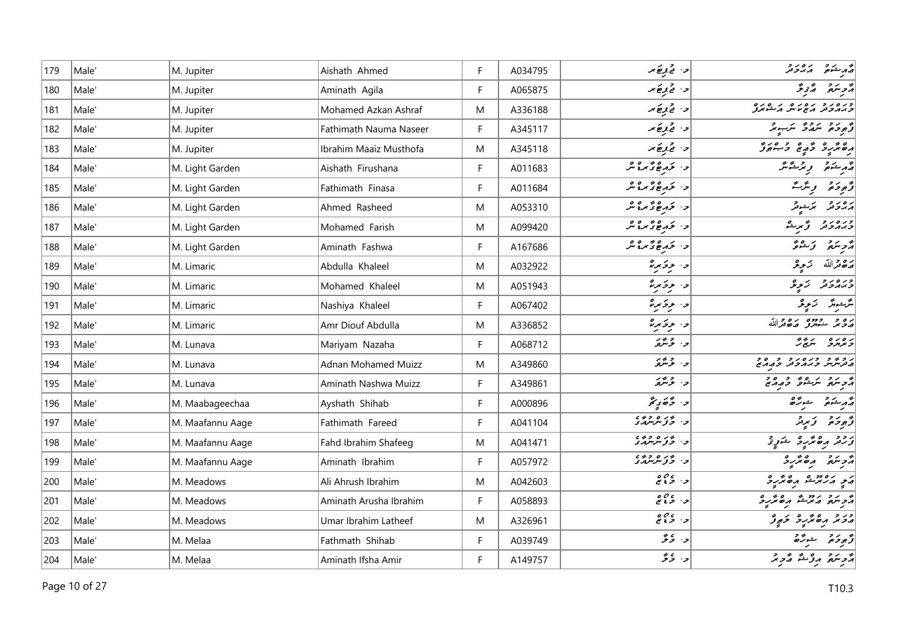| 179 | Male' | M. Jupiter | Aishath Ahmed | F | A034795 | މ. ޖުޕިޓަރ | އާއިޝަތު އަޙްމަދު |
|---|---|---|---|---|---|---|---|
| 180 | Male' | M. Jupiter | Aminath Agila | F | A065875 | މ. ޖުޕިޓަރ | އާމިނަތު އާގިލާ |
| 181 | Male' | M. Jupiter | Mohamed Azkan Ashraf | M | A336188 | މ. ޖުޕިޓަރ | މުޙައްމަދު އަޒްކާން އަޝްރަފް |
| 182 | Male' | M. Jupiter | Fathimath Nauma Naseer | F | A345117 | މ. ޖުޕިޓަރ | ފާތިމަތު ނައުމާ ނަސީރު |
| 183 | Male' | M. Jupiter | Ibrahim Maaiz Musthofa | M | A345118 | މ. ޖުޕިޓަރ | އިބްރާހީމް މާއިޒް މުސްތޮފާ |
| 184 | Male' | M. Light Garden | Aishath Firushana | F | A011683 | މ. ލައިޓްގާރޑަން | އާއިޝަތު ފިރުޝާނާ |
| 185 | Male' | M. Light Garden | Fathimath Finasa | F | A011684 | މ. ލައިޓްގާރޑަން | ފާތިމަތު ފިނާސާ |
| 186 | Male' | M. Light Garden | Ahmed Rasheed | M | A053310 | މ. ލައިޓްގާރޑަން | އަޙްމަދު ރަޝީދު |
| 187 | Male' | M. Light Garden | Mohamed Farish | M | A099420 | މ. ލައިޓްގާރޑަން | މުޙައްމަދު ފާރިޝް |
| 188 | Male' | M. Light Garden | Aminath Fashwa | F | A167686 | މ. ލައިޓްގާރޑަން | އާމިނަތު ފަޝްވާ |
| 189 | Male' | M. Limaric | Abdulla Khaleel | M | A032922 | މ. ލިމަރިކް | އަބްދުﷲ ޚަލީލް |
| 190 | Male' | M. Limaric | Mohamed Khaleel | M | A051943 | މ. ލިމަރިކް | މުޙައްމަދު ޚަލީލް |
| 191 | Male' | M. Limaric | Nashiya Khaleel | F | A067402 | މ. ލިމަރިކް | ނާޝިޔާ ޚަލީލް |
| 192 | Male' | M. Limaric | Amr Diouf Abdulla | M | A336852 | މ. ލިމަރިކް | އަމްރު ޑިއޫފް އަބްދުﷲ |
| 193 | Male' | M. Lunava | Mariyam Nazaha | F | A068712 | މ. ލުނަވާ | މަރިޔަމް ނަޒާހާ |
| 194 | Male' | M. Lunava | Adnan Mohamed Muizz | M | A349860 | މ. ލުނަވާ | އަދުނާން މުޙައްމަދު މުޢިއްޒު |
| 195 | Male' | M. Lunava | Aminath Nashwa Muizz | F | A349861 | މ. ލުނަވާ | އާމިނަތު ނަޝްވާ މުޢިއްޒު |
| 196 | Male' | M. Maabageechaa | Ayshath Shihab | F | A000896 | މ. މާބަގީޗާ | އާއިޝަތު ޝިހާބް |
| 197 | Male' | M. Maafannu Aage | Fathimath Fareed | F | A041104 | މ. މާފަންނުއާގެ | ފާތިމަތު ފަރީދު |
| 198 | Male' | M. Maafannu Aage | Fahd Ibrahim Shafeeg | M | A041471 | މ. މާފަންނުއާގެ | ފަހުދު އިބްރާހީމް ޝަފީގު |
| 199 | Male' | M. Maafannu Aage | Aminath Ibrahim | F | A057972 | މ. މާފަންނުއާގެ | އާމިނަތު އިބްރާހީމް |
| 200 | Male' | M. Meadows | Ali Ahrush Ibrahim | M | A042603 | މ. މެޑޯޒް | އަލި އަހްރޫޝް އިބްރާހީމް |
| 201 | Male' | M. Meadows | Aminath Arusha Ibrahim | F | A058893 | މ. މެޑޯޒް | އާމިނަތު އަރޫޝާ އިބްރާހީމް |
| 202 | Male' | M. Meadows | Umar Ibrahim Latheef | M | A326961 | މ. މެޑޯޒް | ޢުމަރު އިބްރާހީމް ލަޠީފް |
| 203 | Male' | M. Melaa | Fathmath Shihab | F | A039749 | މ. މެލާ | ފާތިމަތު ޝިހާބު |
| 204 | Male' | M. Melaa | Aminath Ifsha Amir | F | A149757 | މ. މެލާ | އާމިނަތު އިފްޝާ އާމިރު |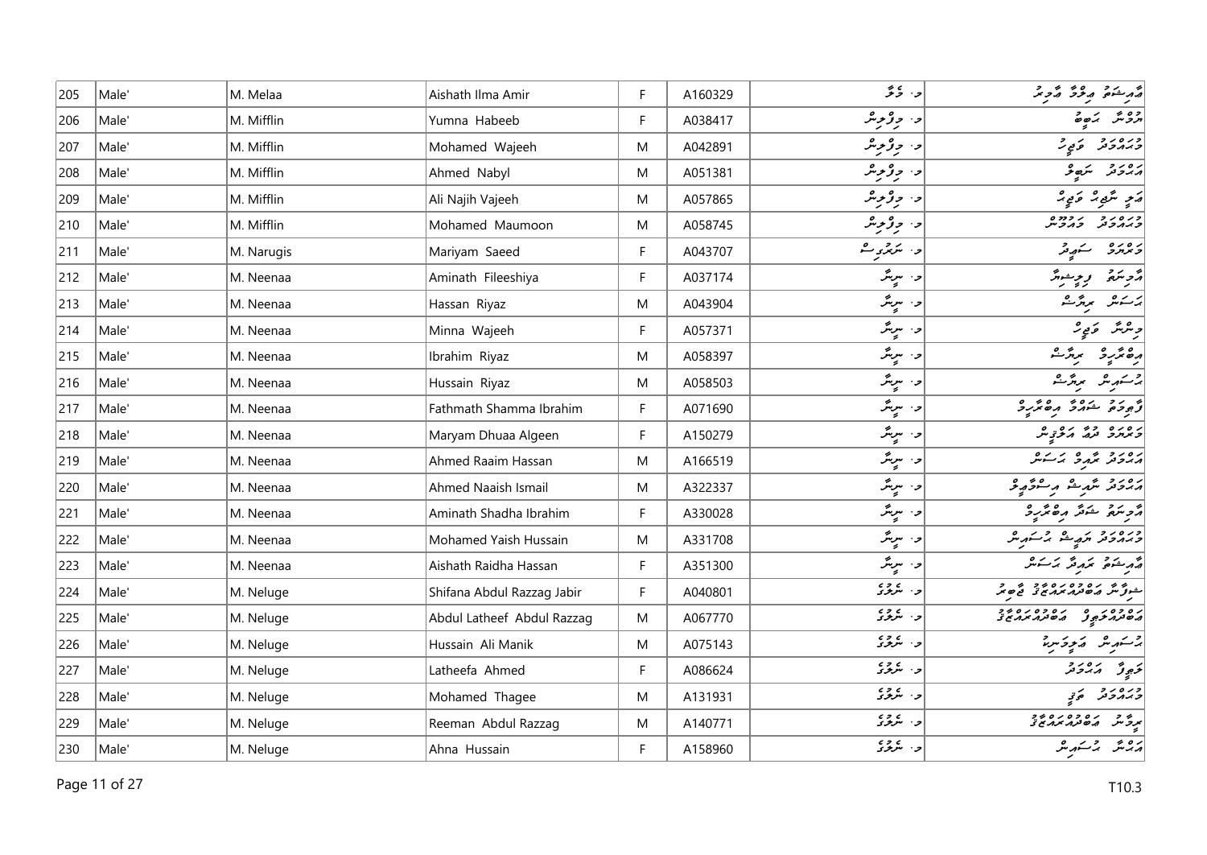| 205 | Male' | M. Melaa | Aishath Ilma Amir | F | A160329 | މ. މެލާ | އާއިޝަތު އިލްމާ އާމިރު |
|---|---|---|---|---|---|---|---|
| 206 | Male' | M. Mifflin | Yumna Habeeb | F | A038417 | މ. މިފްލިން | ޔުމްނާ ހަބީބު |
| 207 | Male' | M. Mifflin | Mohamed Wajeeh | M | A042891 | މ. މިފްލިން | މުހައްމަދު ވަޖީހު |
| 208 | Male' | M. Mifflin | Ahmed Nabyl | M | A051381 | މ. މިފްލިން | އަހްމަދު ނަބީލް |
| 209 | Male' | M. Mifflin | Ali Najih Vajeeh | M | A057865 | މ. މިފްލިން | އަލި ނާޖިހު ވަޖީހު |
| 210 | Male' | M. Mifflin | Mohamed Maumoon | M | A058745 | މ. މިފްލިން | މުހައްމަދު މައުމޫން |
| 211 | Male' | M. Narugis | Mariyam Saeed | F | A043707 | މ. ނަރުގިސް | މަރިޔަމް ސައީދު |
| 212 | Male' | M. Neenaa | Aminath Fileeshiya | F | A037174 | މ. ނީނާ | އާމިނަތު ފިލީޝިޔާ |
| 213 | Male' | M. Neenaa | Hassan Riyaz | M | A043904 | މ. ނީނާ | ހަސަން ރިޔާޒް |
| 214 | Male' | M. Neenaa | Minna Wajeeh | F | A057371 | މ. ނީނާ | މިންނާ ވަޖީހު |
| 215 | Male' | M. Neenaa | Ibrahim Riyaz | M | A058397 | މ. ނީނާ | އިބްރާހިމް ރިޔާޒް |
| 216 | Male' | M. Neenaa | Hussain Riyaz | M | A058503 | މ. ނީނާ | ހުސައިން ރިޔާޒް |
| 217 | Male' | M. Neenaa | Fathmath Shamma Ibrahim | F | A071690 | މ. ނީނާ | ފާތިމަތު ޝައްމާ އިބްރާހިމް |
| 218 | Male' | M. Neenaa | Maryam Dhuaa Algeen | F | A150279 | މ. ނީނާ | މަރްޔަމް ދުޢާ އަލްގީން |
| 219 | Male' | M. Neenaa | Ahmed Raaim Hassan | M | A166519 | މ. ނީނާ | އަހްމަދު ރާއިމް ހަސަން |
| 220 | Male' | M. Neenaa | Ahmed Naaish Ismail | M | A322337 | މ. ނީނާ | އަހްމަދު ނާއިޝް އިސްމާޢީލް |
| 221 | Male' | M. Neenaa | Aminath Shadha Ibrahim | F | A330028 | މ. ނީނާ | އާމިނަތު ޝަދާ އިބްރާހިމް |
| 222 | Male' | M. Neenaa | Mohamed Yaish Hussain | M | A331708 | މ. ނީނާ | މުހައްމަދު ޔައިޝް ހުސައިން |
| 223 | Male' | M. Neenaa | Aishath Raidha Hassan | F | A351300 | މ. ނީނާ | އާއިޝަތު ރައިދާ ހަސަން |
| 224 | Male' | M. Neluge | Shifana Abdul Razzag Jabir | F | A040801 | މ. ނެލުގެ | ޝިފާނާ އަބްދުއްރައްޒާގު ޖާބިރު |
| 225 | Male' | M. Neluge | Abdul Latheef Abdul Razzag | M | A067770 | މ. ނެލުގެ | އަބްދުއްލަޠީފް އަބްދުއްރައްޒާގު |
| 226 | Male' | M. Neluge | Hussain Ali Manik | M | A075143 | މ. ނެލުގެ | ހުސައިން އަލިމަނިކު |
| 227 | Male' | M. Neluge | Latheefa Ahmed | F | A086624 | މ. ނެލުގެ | ލަޠީފާ އަހްމަދު |
| 228 | Male' | M. Neluge | Mohamed Thagee | M | A131931 | މ. ނެލުގެ | މުހައްމަދު ތަޤީ |
| 229 | Male' | M. Neluge | Reeman Abdul Razzag | M | A140771 | މ. ނެލުގެ | ރީމާން އަބްދުއްރައްޒާގު |
| 230 | Male' | M. Neluge | Ahna Hussain | F | A158960 | މ. ނެލުގެ | އަހްނާ ހުސައިން |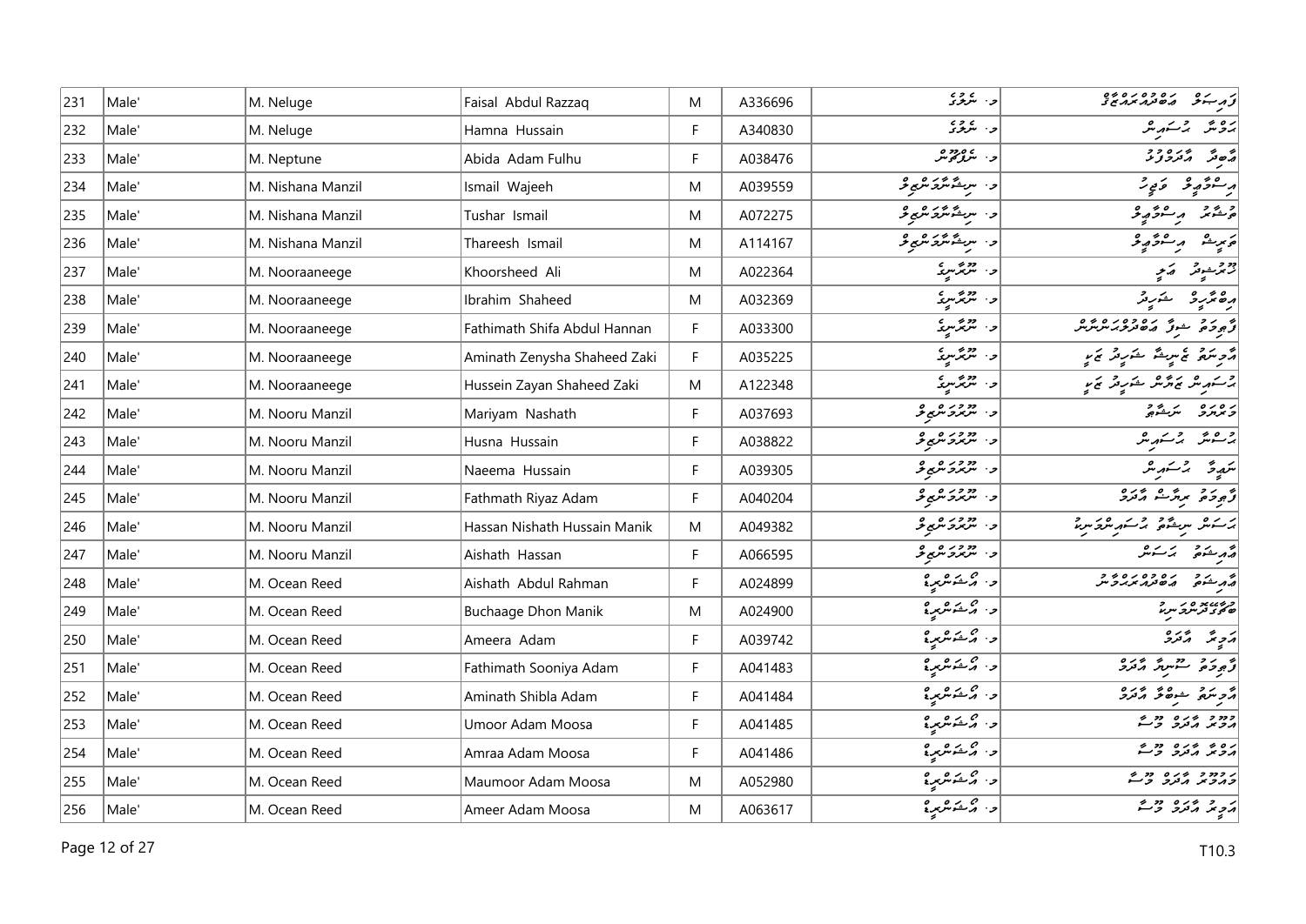| 231 | Male' | M. Neluge | Faisal Abdul Razzaq | M | A336696 | މ. ނެލުގެ | ފައިސަލް އަބްދުއްރައްޒާގު |
|---|---|---|---|---|---|---|---|
| 232 | Male' | M. Neluge | Hamna Hussain | F | A340830 | މ. ނެލުގެ | ހަމްނާ ހުސައިން |
| 233 | Male' | M. Neptune | Abida Adam Fulhu | F | A038476 | މ. ނެޕްޓިއުން | އާބިދާ އާދަމްފުޅު |
| 234 | Male' | M. Nishana Manzil | Ismail Wajeeh | M | A039559 | މ. ނިޝާނާމަންޒިލް | އިސްމާޢީލް ވަޖީހު |
| 235 | Male' | M. Nishana Manzil | Tushar Ismail | M | A072275 | މ. ނިޝާނާމަންޒިލް | ތުޝާރު އިސްމާޢީލް |
| 236 | Male' | M. Nishana Manzil | Thareesh Ismail | M | A114167 | މ. ނިޝާނާމަންޒިލް | ތަރީޝް އިސްމާޢީލް |
| 237 | Male' | M. Nooraaneege | Khoorsheed Ali | M | A022364 | މ. ނޫރާނީގެ | ޚޫރުޝީދު އަލީ |
| 238 | Male' | M. Nooraaneege | Ibrahim Shaheed | M | A032369 | މ. ނޫރާނީގެ | އިބްރާހީމް ޝަހީދު |
| 239 | Male' | M. Nooraaneege | Fathimath Shifa Abdul Hannan | F | A033300 | މ. ނޫރާނީގެ | ފާތިމަތު ޝިފާ އަބްދުލްޙަންނާން |
| 240 | Male' | M. Nooraaneege | Aminath Zenysha Shaheed Zaki | F | A035225 | މ. ނޫރާނީގެ | އާމިނަތު ޒެނީޝާ ޝަހީދު ޒަކީ |
| 241 | Male' | M. Nooraaneege | Hussein Zayan Shaheed Zaki | M | A122348 | މ. ނޫރާނީގެ | ހުސައިން ޒަޔާން ޝަހީދު ޒަކީ |
| 242 | Male' | M. Nooru Manzil | Mariyam Nashath | F | A037693 | މ. ނޫރުމަންޒިލް | މަރިޔަމް ނަޝާތު |
| 243 | Male' | M. Nooru Manzil | Husna Hussain | F | A038822 | މ. ނޫރުމަންޒިލް | ހުސްނާ ހުސައިން |
| 244 | Male' | M. Nooru Manzil | Naeema Hussain | F | A039305 | މ. ނޫރުމަންޒިލް | ނައީމާ ހުސައިން |
| 245 | Male' | M. Nooru Manzil | Fathmath Riyaz Adam | F | A040204 | މ. ނޫރުމަންޒިލް | ފާތިމަތު ރިޔާޒް އާދަމް |
| 246 | Male' | M. Nooru Manzil | Hassan Nishath Hussain Manik | M | A049382 | މ. ނޫރުމަންޒިލް | ހަސަން ނިޝާތު ހުސައިންމަނިކު |
| 247 | Male' | M. Nooru Manzil | Aishath Hassan | F | A066595 | މ. ނޫރުމަންޒިލް | އާއިޝަތު ހަސަން |
| 248 | Male' | M. Ocean Reed | Aishath Abdul Rahman | F | A024899 | މ. އޯޝަންރީޑް | އާއިޝަތު އަބްދުއްރަޙްމާން |
| 249 | Male' | M. Ocean Reed | Buchaage Dhon Manik | M | A024900 | މ. އޯޝަންރީޑް | ބުޗާގެދޮންމަނިކު |
| 250 | Male' | M. Ocean Reed | Ameera Adam | F | A039742 | މ. އޯޝަންރީޑް | އަމީރާ އާދަމް |
| 251 | Male' | M. Ocean Reed | Fathimath Sooniya Adam | F | A041483 | މ. އޯޝަންރީޑް | ފާތިމަތު ސޫނިޔާ އާދަމް |
| 252 | Male' | M. Ocean Reed | Aminath Shibla Adam | F | A041484 | މ. އޯޝަންރީޑް | އާމިނަތު ޝިބްލާ އާދަމް |
| 253 | Male' | M. Ocean Reed | Umoor Adam Moosa | F | A041485 | މ. އޯޝަންރީޑް | އުމޫރު އާދަމް މޫސާ |
| 254 | Male' | M. Ocean Reed | Amraa Adam Moosa | F | A041486 | މ. އޯޝަންރީޑް | އަމްރާ އާދަމް މޫސާ |
| 255 | Male' | M. Ocean Reed | Maumoor Adam Moosa | M | A052980 | މ. އޯޝަންރީޑް | މައުމޫރު އާދަމް މޫސާ |
| 256 | Male' | M. Ocean Reed | Ameer Adam Moosa | M | A063617 | މ. އޯޝަންރީޑް | އަމީރު އާދަމް މޫސާ |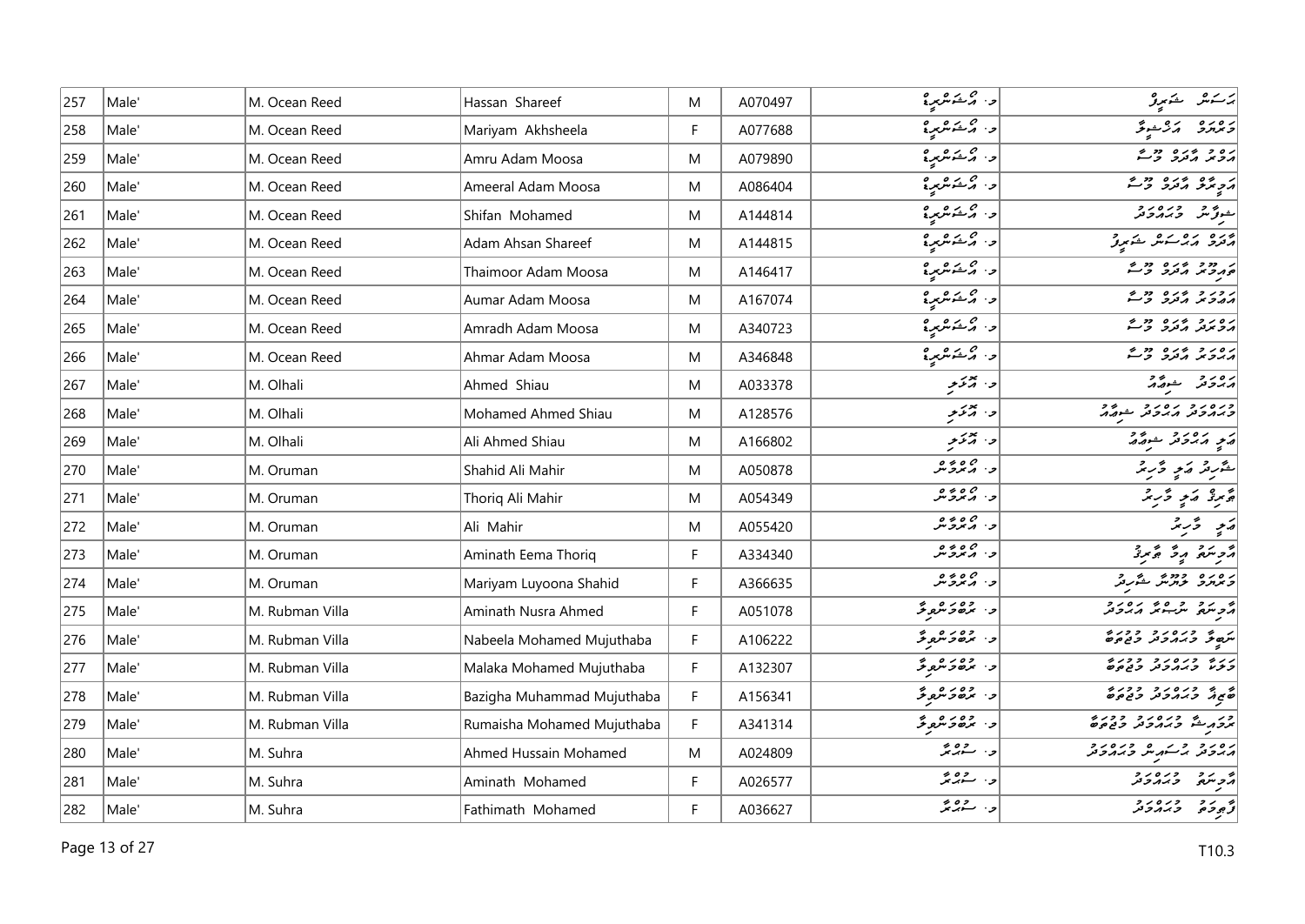| 257 | Male' | M. Ocean Reed | Hassan Shareef | M | A070497 | މ. އޯޝަންރީޑް | ހަސަން ޝަރީފް |
|---|---|---|---|---|---|---|---|
| 258 | Male' | M. Ocean Reed | Mariyam Akhsheela | F | A077688 | މ. އޯޝަންރީޑް | މަރިޔަމް އަޚްޝީލާ |
| 259 | Male' | M. Ocean Reed | Amru Adam Moosa | M | A079890 | މ. އޯޝަންރީޑް | އަމްރު އާދަމް މޫސާ |
| 260 | Male' | M. Ocean Reed | Ameeral Adam Moosa | M | A086404 | މ. އޯޝަންރީޑް | އަމީރަލް އާދަމް މޫސާ |
| 261 | Male' | M. Ocean Reed | Shifan Mohamed | M | A144814 | މ. އޯޝަންރީޑް | ޝިފާން މުހައްމަދު |
| 262 | Male' | M. Ocean Reed | Adam Ahsan Shareef | M | A144815 | މ. އޯޝަންރީޑް | އާދަމް އަޙްސަން ޝަރީފް |
| 263 | Male' | M. Ocean Reed | Thaimoor Adam Moosa | M | A146417 | މ. އޯޝަންރީޑް | ތައިމޫރު އާދަމް މޫސާ |
| 264 | Male' | M. Ocean Reed | Aumar Adam Moosa | M | A167074 | މ. އޯޝަންރީޑް | އައުމަރު އާދަމް މޫސާ |
| 265 | Male' | M. Ocean Reed | Amradh Adam Moosa | M | A340723 | މ. އޯޝަންރީޑް | އަމްރަދު އާދަމް މޫސާ |
| 266 | Male' | M. Ocean Reed | Ahmar Adam Moosa | M | A346848 | މ. އޯޝަންރީޑް | އަޙްމަރު އާދަމް މޫސާ |
| 267 | Male' | M. Olhali | Ahmed Shiau | M | A033378 | މ. އޮޅަލި | އަޙްމަދު ޝިޔާއު |
| 268 | Male' | M. Olhali | Mohamed Ahmed Shiau | M | A128576 | މ. އޮޅަލި | މުހައްމަދު އަޙްމަދު ޝިޔާއު |
| 269 | Male' | M. Olhali | Ali Ahmed Shiau | M | A166802 | މ. އޮޅަލި | އަލި އަޙްމަދު ޝިޔާއު |
| 270 | Male' | M. Oruman | Shahid Ali Mahir | M | A050878 | މ. އޮރުމަން | ޝާހިދު އަލި މާހިރު |
| 271 | Male' | M. Oruman | Thoriq Ali Mahir | M | A054349 | މ. އޮރުމަން | ޠާރިޤް އަލި މާހިރު |
| 272 | Male' | M. Oruman | Ali Mahir | M | A055420 | މ. އޮރުމަން | އަލި މާހިރު |
| 273 | Male' | M. Oruman | Aminath Eema Thoriq | F | A334340 | މ. އޮރުމަން | އާމިނަތު އީމާ ޠާރިޤް |
| 274 | Male' | M. Oruman | Mariyam Luyoona Shahid | F | A366635 | މ. އޮރުމަން | މަރިޔަމް ލުޔޫނާ ޝާހިދު |
| 275 | Male' | M. Rubman Villa | Aminath Nusra Ahmed | F | A051078 | މ. ރުބްމަންވިލާ | އާމިނަތު ނުސްރާ އަޙްމަދު |
| 276 | Male' | M. Rubman Villa | Nabeela Mohamed Mujuthaba | F | A106222 | މ. ރުބްމަންވިލާ | ނަބީލާ މުހައްމަދު މުޖުތަބާ |
| 277 | Male' | M. Rubman Villa | Malaka Mohamed Mujuthaba | F | A132307 | މ. ރުބްމަންވިލާ | މަލަކާ މުހައްމަދު މުޖުތަބާ |
| 278 | Male' | M. Rubman Villa | Bazigha Muhammad Mujuthaba | F | A156341 | މ. ރުބްމަންވިލާ | ބާޒިޣާ މުޙައްމަދު މުޖުތަބާ |
| 279 | Male' | M. Rubman Villa | Rumaisha Mohamed Mujuthaba | F | A341314 | މ. ރުބްމަންވިލާ | ރުމައިޝާ މުހައްމަދު މުޖުތަބާ |
| 280 | Male' | M. Suhra | Ahmed Hussain Mohamed | M | A024809 | މ. ސުހްރާ | އަޙްމަދު ހުސައިން މުހައްމަދު |
| 281 | Male' | M. Suhra | Aminath Mohamed | F | A026577 | މ. ސުހްރާ | އާމިނަތު މުހައްމަދު |
| 282 | Male' | M. Suhra | Fathimath Mohamed | F | A036627 | މ. ސުހްރާ | ފާތިމަތު މުހައްމަދު |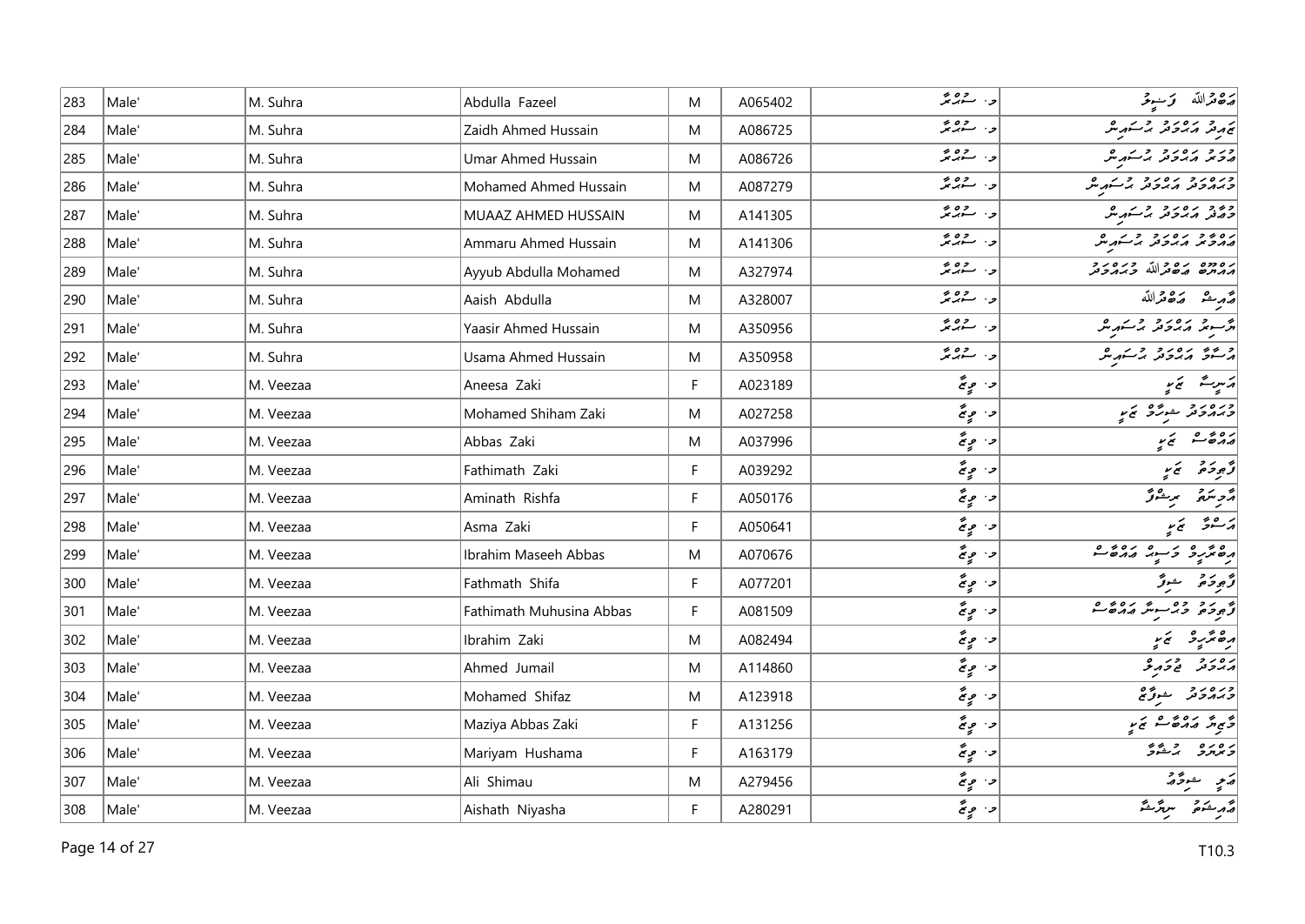| 283 | Male' | M. Suhra | Abdulla Fazeel | M | A065402 | މ. ސުހުރާ | އަބްދުﷲ ފަޒީލު |
|---|---|---|---|---|---|---|---|
| 284 | Male' | M. Suhra | Zaidh Ahmed Hussain | M | A086725 | މ. ސުހުރާ | ޒައިދު އަޙްމަދު ޙުސައިން |
| 285 | Male' | M. Suhra | Umar Ahmed Hussain | M | A086726 | މ. ސުހުރާ | ޢުމަރު އަޙްމަދު ޙުސައިން |
| 286 | Male' | M. Suhra | Mohamed Ahmed Hussain | M | A087279 | މ. ސުހުރާ | މުޙައްމަދު އަޙްމަދު ޙުސައިން |
| 287 | Male' | M. Suhra | MUAAZ AHMED HUSSAIN | M | A141305 | މ. ސުހުރާ | މުޢާޒު އަޙްމަދު ޙުސައިން |
| 288 | Male' | M. Suhra | Ammaru Ahmed Hussain | M | A141306 | މ. ސުހުރާ | އައްމާރު އަޙްމަދު ޙުސައިން |
| 289 | Male' | M. Suhra | Ayyub Abdulla Mohamed | M | A327974 | މ. ސުހުރާ | އައްޔޫބު އަބްދުﷲ މުޙައްމަދު |
| 290 | Male' | M. Suhra | Aaish Abdulla | M | A328007 | މ. ސުހުރާ | އާއިޝް އަބްދުﷲ |
| 291 | Male' | M. Suhra | Yaasir Ahmed Hussain | M | A350956 | މ. ސުހުރާ | ޔާސިރު އަޙްމަދު ޙުސައިން |
| 292 | Male' | M. Suhra | Usama Ahmed Hussain | M | A350958 | މ. ސުހުރާ | އުސާމާ އަޙްމަދު ޙުސައިން |
| 293 | Male' | M. Veezaa | Aneesa Zaki | F | A023189 | މ. ވީޒާ | އަނީސާ ޒަކީ |
| 294 | Male' | M. Veezaa | Mohamed Shiham Zaki | M | A027258 | މ. ވީޒާ | މުޙައްމަދު ޝިހާމް ޒަކީ |
| 295 | Male' | M. Veezaa | Abbas Zaki | M | A037996 | މ. ވީޒާ | އައްބާސް ޒަކީ |
| 296 | Male' | M. Veezaa | Fathimath Zaki | F | A039292 | މ. ވީޒާ | ފާތިމަތު ޒަކީ |
| 297 | Male' | M. Veezaa | Aminath Rishfa | F | A050176 | މ. ވީޒާ | އާމިނަތު ރިޝްފާ |
| 298 | Male' | M. Veezaa | Asma Zaki | F | A050641 | މ. ވީޒާ | އަސްމާ ޒަކީ |
| 299 | Male' | M. Veezaa | Ibrahim Maseeh Abbas | M | A070676 | މ. ވީޒާ | އިބްރާހީމް މަސީޙް އައްބާސް |
| 300 | Male' | M. Veezaa | Fathmath Shifa | F | A077201 | މ. ވީޒާ | ފާތިމަތު ޝިފާ |
| 301 | Male' | M. Veezaa | Fathimath Muhusina Abbas | F | A081509 | މ. ވީޒާ | ފާތިމަތު މުޙުސިނާ އައްބާސް |
| 302 | Male' | M. Veezaa | Ibrahim Zaki | M | A082494 | މ. ވީޒާ | އިބްރާހީމް ޒަކީ |
| 303 | Male' | M. Veezaa | Ahmed Jumail | M | A114860 | މ. ވީޒާ | އަޙްމަދު ޖުމައިލް |
| 304 | Male' | M. Veezaa | Mohamed Shifaz | M | A123918 | މ. ވީޒާ | މުޙައްމަދު ޝިފާޒު |
| 305 | Male' | M. Veezaa | Maziya Abbas Zaki | F | A131256 | މ. ވީޒާ | މާޒިޔާ އައްބާސް ޒަކީ |
| 306 | Male' | M. Veezaa | Mariyam Hushama | F | A163179 | މ. ވީޒާ | މަރިޔަމް ހުޝާމާ |
| 307 | Male' | M. Veezaa | Ali Shimau | M | A279456 | މ. ވީޒާ | އަލީ ޝިމާއު |
| 308 | Male' | M. Veezaa | Aishath Niyasha | F | A280291 | މ. ވީޒާ | އާއިޝަތު ނިޔާޝާ |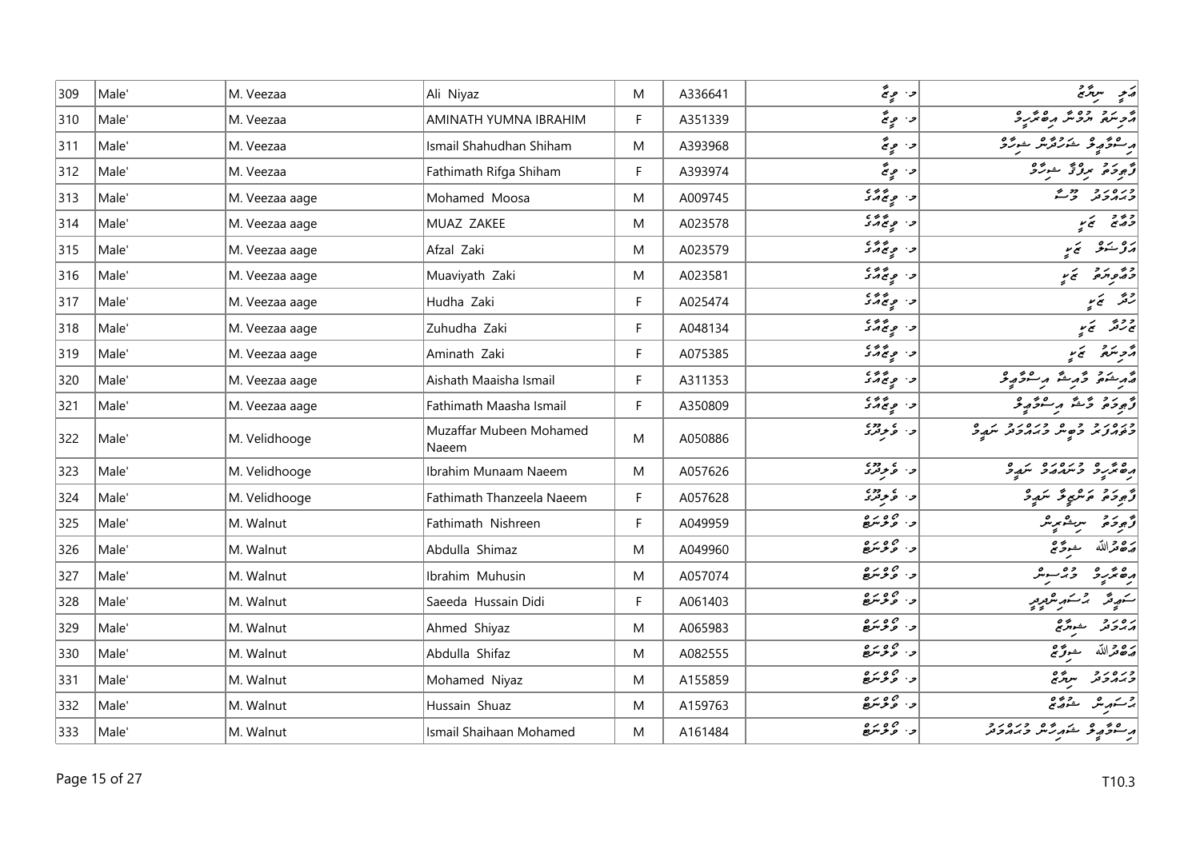| 309 | Male' | M. Veezaa | Ali Niyaz | M | A336641 | މ. ވީޒާ | އަލި ނިޔާޒް |
|---|---|---|---|---|---|---|---|
| 310 | Male' | M. Veezaa | AMINATH YUMNA IBRAHIM | F | A351339 | މ. ވީޒާ | އާމިނަތު ޔުމްނާ އިބްރާހީމް |
| 311 | Male' | M. Veezaa | Ismail Shahudhan Shiham | M | A393968 | މ. ވީޒާ | އިސްމާޢީލް ޝަހުދާން ޝިހާމް |
| 312 | Male' | M. Veezaa | Fathimath Rifga Shiham | F | A393974 | މ. ވީޒާ | ފާތިމަތު ރިފްގާ ޝިހާމް |
| 313 | Male' | M. Veezaa aage | Mohamed Moosa | M | A009745 | މ. ވީޒާއާގެ | މުހައްމަދު މޫސާ |
| 314 | Male' | M. Veezaa aage | MUAZ ZAKEE | M | A023578 | މ. ވީޒާއާގެ | މުޢާޒު ޒަކީ |
| 315 | Male' | M. Veezaa aage | Afzal Zaki | M | A023579 | މ. ވީޒާއާގެ | އަފްޒަލް ޒަކީ |
| 316 | Male' | M. Veezaa aage | Muaviyath Zaki | M | A023581 | މ. ވީޒާއާގެ | މުޢާވިޔަތު ޒަކީ |
| 317 | Male' | M. Veezaa aage | Hudha Zaki | F | A025474 | މ. ވީޒާއާގެ | ހުދާ ޒަކީ |
| 318 | Male' | M. Veezaa aage | Zuhudha Zaki | F | A048134 | މ. ވީޒާއާގެ | ޒުހުދާ ޒަކީ |
| 319 | Male' | M. Veezaa aage | Aminath Zaki | F | A075385 | މ. ވީޒާއާގެ | އާމިނަތު ޒަކީ |
| 320 | Male' | M. Veezaa aage | Aishath Maaisha Ismail | F | A311353 | މ. ވީޒާއާގެ | އައިޝަތު މާއިޝާ އިސްމާޢީލް |
| 321 | Male' | M. Veezaa aage | Fathimath Maasha Ismail | F | A350809 | މ. ވީޒާއާގެ | ފާތިމަތު މާޝާ އިސްމާޢީލް |
| 322 | Male' | M. Velidhooge | Muzaffar Mubeen Mohamed Naeem | M | A050886 | މ. ވެލިދޫގެ | މުޒައްފަރު މުބީން މުހައްމަދު ނައީމް |
| 323 | Male' | M. Velidhooge | Ibrahim Munaam Naeem | M | A057626 | މ. ވެލިދޫގެ | އިބްރާހީމް މުނާޢަމް ނައީމް |
| 324 | Male' | M. Velidhooge | Fathimath Thanzeela Naeem | F | A057628 | މ. ވެލިދޫގެ | ފާތިމަތު ތަންޒީލާ ނައީމް |
| 325 | Male' | M. Walnut | Fathimath Nishreen | F | A049959 | މ. ވޯލްނަޓް | ފާތިމަތު ނިޝްރީން |
| 326 | Male' | M. Walnut | Abdulla Shimaz | M | A049960 | މ. ވޯލްނަޓް | އަބްދުﷲ ޝިމާޒް |
| 327 | Male' | M. Walnut | Ibrahim Muhusin | M | A057074 | މ. ވޯލްނަޓް | އިބްރާހީމް މުހުސިން |
| 328 | Male' | M. Walnut | Saeeda Hussain Didi | F | A061403 | މ. ވޯލްނަޓް | ސަޢީދާ ހުސައިންދީދީ |
| 329 | Male' | M. Walnut | Ahmed Shiyaz | M | A065983 | މ. ވޯލްނަޓް | އަހުމަދު ޝިޔާޒް |
| 330 | Male' | M. Walnut | Abdulla Shifaz | M | A082555 | މ. ވޯލްނަޓް | އަބްދުﷲ ޝިފާޒް |
| 331 | Male' | M. Walnut | Mohamed Niyaz | M | A155859 | މ. ވޯލްނަޓް | މުހައްމަދު ނިޔާޒް |
| 332 | Male' | M. Walnut | Hussain Shuaz | M | A159763 | މ. ވޯލްނަޓް | ހުސައިން ޝުޢާޒް |
| 333 | Male' | M. Walnut | Ismail Shaihaan Mohamed | M | A161484 | މ. ވޯލްނަޓް | އިސްމާޢީލް ޝައިހާން މުހައްމަދު |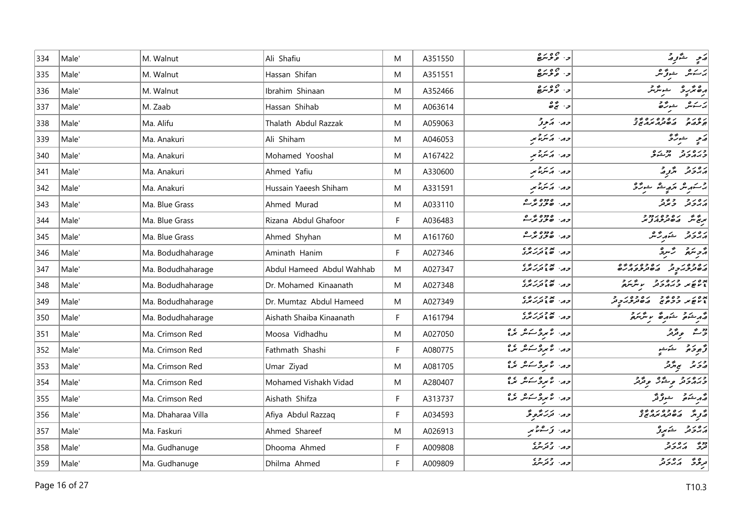| 334 | Male' | M. Walnut | Ali Shafiu | M | A351550 | މ. ވޯލްނަޓް | އަލީ ޝާފިއު |
|---|---|---|---|---|---|---|---|
| 335 | Male' | M. Walnut | Hassan Shifan | M | A351551 | މ. ވޯލްނަޓް | ހަސަން ޝިފާން |
| 336 | Male' | M. Walnut | Ibrahim Shinaan | M | A352466 | މ. ވޯލްނަޓް | އިބްރާހީމް ޝިނާން |
| 337 | Male' | M. Zaab | Hassan Shihab | M | A063614 | މ. ޒާބް | ހަސަން ޝިހާބް |
| 338 | Male' | Ma. Alifu | Thalath Abdul Razzak | M | A059063 | މއ. އަލިފު | ތަލަތު އަބްދުއްރައްޒާޤު |
| 339 | Male' | Ma. Anakuri | Ali Shiham | M | A046053 | މއ. އަނަކުރި | އަލީ ޝިހާމް |
| 340 | Male' | Ma. Anakuri | Mohamed Yooshal | M | A167422 | މއ. އަނަކުރި | މުހައްމަދު ޔޫޝަލް |
| 341 | Male' | Ma. Anakuri | Ahmed Yafiu | M | A330600 | މއ. އަނަކުރި | އަހްމަދު ޔާފިއު |
| 342 | Male' | Ma. Anakuri | Hussain Yaeesh Shiham | M | A331591 | މއ. އަނަކުރި | ހުސައިން ޔައީޝް ޝިހާމް |
| 343 | Male' | Ma. Blue Grass | Ahmed Murad | M | A033110 | މއ. ބްލޫގްރާސް | އަހްމަދު މުރާދު |
| 344 | Male' | Ma. Blue Grass | Rizana Abdul Ghafoor | F | A036483 | މއ. ބްލޫގްރާސް | ރިޒާނާ އަބްދުލްޣަފޫރު |
| 345 | Male' | Ma. Blue Grass | Ahmed Shyhan | M | A161760 | މއ. ބްލޫގްރާސް | އަހްމަދު ޝައިހާން |
| 346 | Male' | Ma. Bodudhaharage | Aminath Hanim | F | A027346 | މއ. ބޮޑުދަހަރާގެ | އާމިނަތު ހާނިމް |
| 347 | Male' | Ma. Bodudhaharage | Abdul Hameed Abdul Wahhab | M | A027347 | މއ. ބޮޑުދަހަރާގެ | އަބްދުލްހަމީދު އަބްދުލްވައްހާބް |
| 348 | Male' | Ma. Bodudhaharage | Dr. Mohamed Kinaanath | M | A027348 | މއ. ބޮޑުދަހަރާގެ | ޑރ. މުހައްމަދު ކިނާނަތު |
| 349 | Male' | Ma. Bodudhaharage | Dr. Mumtaz Abdul Hameed | M | A027349 | މއ. ބޮޑުދަހަރާގެ | ޑރ. މުމްތާޒް އަބްދުލްހަމީދު |
| 350 | Male' | Ma. Bodudhaharage | Aishath Shaiba Kinaanath | F | A161794 | މއ. ބޮޑުދަހަރާގެ | އާއިޝަތު ޝައިބާ ކިނާނަތު |
| 351 | Male' | Ma. Crimson Red | Moosa Vidhadhu | M | A027050 | މއ. ކްރިމްސަން ރެޑް | މޫސާ ވިދަދު |
| 352 | Male' | Ma. Crimson Red | Fathmath Shashi | F | A080775 | މއ. ކްރިމްސަން ރެޑް | ފާތިމަތު ޝަޝީ |
| 353 | Male' | Ma. Crimson Red | Umar Ziyad | M | A081705 | މއ. ކްރިމްސަން ރެޑް | އުމަރު ޒިޔާދު |
| 354 | Male' | Ma. Crimson Red | Mohamed Vishakh Vidad | M | A280407 | މއ. ކްރިމްސަން ރެޑް | މުހައްމަދު ވިޝާޚް ވިދާދު |
| 355 | Male' | Ma. Crimson Red | Aishath Shifza | F | A313737 | މއ. ކްރިމްސަން ރެޑް | އާއިޝަތު ޝިފްޒާ |
| 356 | Male' | Ma. Dhaharaa Villa | Afiya Abdul Razzaq | F | A034593 | މއ. ދަހަރާވިލާ | އާފިޔާ އަބްދުއްރައްޒާޤު |
| 357 | Male' | Ma. Faskuri | Ahmed Shareef | M | A026913 | މއ. ފަސްކުރި | އަހްމަދު ޝަރީފު |
| 358 | Male' | Ma. Gudhanuge | Dhooma Ahmed | F | A009808 | މއ. ގުދަނުގެ | ދޫމާ އަހްމަދު |
| 359 | Male' | Ma. Gudhanuge | Dhilma Ahmed | F | A009809 | މއ. ގުދަނުގެ | ދިލްމާ އަހްމަދު |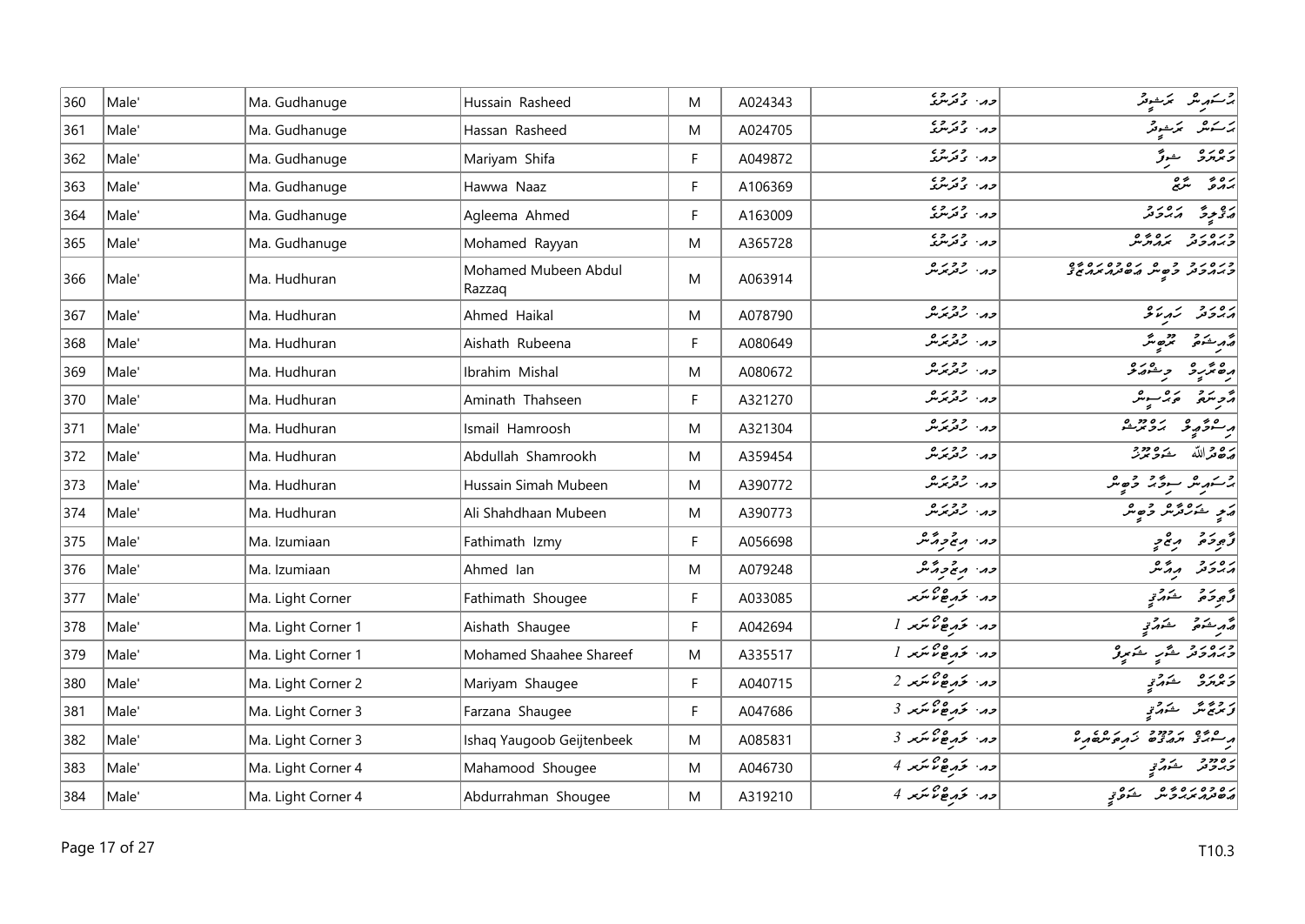| 360 | Male' | Ma. Gudhanuge | Hussain Rasheed | M | A024343 | މއ. ގުދަނުގެ | ހުސައިން ރަޝީދު |
|---|---|---|---|---|---|---|---|
| 361 | Male' | Ma. Gudhanuge | Hassan Rasheed | M | A024705 | މއ. ގުދަނުގެ | ހަސަން ރަޝީދު |
| 362 | Male' | Ma. Gudhanuge | Mariyam Shifa | F | A049872 | މއ. ގުދަނުގެ | މަރިޔަމް ޝިފާ |
| 363 | Male' | Ma. Gudhanuge | Hawwa Naaz | F | A106369 | މއ. ގުދަނުގެ | ހައްވާ ނާޒް |
| 364 | Male' | Ma. Gudhanuge | Agleema Ahmed | F | A163009 | މއ. ގުދަނުގެ | އަގްލީމާ އަޙްމަދު |
| 365 | Male' | Ma. Gudhanuge | Mohamed Rayyan | M | A365728 | މއ. ގުދަނުގެ | މުޙައްމަދު ރައްޔާން |
| 366 | Male' | Ma. Hudhuran | Mohamed Mubeen Abdul Razzaq | M | A063914 | މއ.ހުދުރަން | މުޙައްމަދު މުބީން އަބްދުއްރައްޒާޤު |
| 367 | Male' | Ma. Hudhuran | Ahmed Haikal | M | A078790 | މއ. ހުދުރަން | އަޙްމަދު ހައިކަލް |
| 368 | Male' | Ma. Hudhuran | Aishath Rubeena | F | A080649 | މއ. ހުދުރަން | އައިޝަތު ރުބީނާ |
| 369 | Male' | Ma. Hudhuran | Ibrahim Mishal | M | A080672 | މއ. ހުދުރަން | އިބްރާހީމް މިޝްއަލް |
| 370 | Male' | Ma. Hudhuran | Aminath Thahseen | F | A321270 | މއ. ހުދުރަން | އާމިނަތު ތަހްސީން |
| 371 | Male' | Ma. Hudhuran | Ismail Hamroosh | M | A321304 | މއ. ހުދުރަން | އިސްމާޢީލް ހަމްރޫޝް |
| 372 | Male' | Ma. Hudhuran | Abdullah Shamrookh | M | A359454 | މއ. ހުދުރަން | އަބްދުﷲ ޝަމްރޫޚް |
| 373 | Male' | Ma. Hudhuran | Hussain Simah Mubeen | M | A390772 | މއ. ހުދުރަން | ހުސައިން ސިމާހް މުބީން |
| 374 | Male' | Ma. Hudhuran | Ali Shahdhaan Mubeen | M | A390773 | މއ. ހުދުރަން | އަލި ޝަހްދާން މުބީން |
| 375 | Male' | Ma. Izumiaan | Fathimath Izmy | F | A056698 | މއ. އިޒުމިއާން | ފާތިމަތު އިޒްމީ |
| 376 | Male' | Ma. Izumiaan | Ahmed Ian | M | A079248 | މއ. އިޒުމިއާން | އަޙްމަދު އިއާން |
| 377 | Male' | Ma. Light Corner | Fathimath Shougee | F | A033085 | މއ. ލައިޓްކޯނަރ | ފާތިމަތު ޝައުޤީ |
| 378 | Male' | Ma. Light Corner 1 | Aishath Shaugee | F | A042694 | މއ. ލައިޓްކޯނަރ 1 | އައިޝަތު ޝައުޤީ |
| 379 | Male' | Ma. Light Corner 1 | Mohamed Shaahee Shareef | M | A335517 | މއ. ލައިޓްކޯނަރ 1 | މުޙައްމަދު ޝާހީ ޝަރީފް |
| 380 | Male' | Ma. Light Corner 2 | Mariyam Shaugee | F | A040715 | މއ. ލައިޓްކޯނަރ 2 | މަރިޔަމް ޝައުޤީ |
| 381 | Male' | Ma. Light Corner 3 | Farzana Shaugee | F | A047686 | މއ. ލައިޓްކޯނަރ 3 | ފަރުޒާނާ ޝައުޤީ |
| 382 | Male' | Ma. Light Corner 3 | Ishaq Yaugoob Geijtenbeek | M | A085831 | މއ. ލައިޓްކޯނަރ 3 | އިސްޙާޤު ޔަޢުޤޫބު ގެއިޓެންބީކް |
| 383 | Male' | Ma. Light Corner 4 | Mahamood Shougee | M | A046730 | މއ. ލައިޓްކޯނަރ 4 | މަޙްމޫދު ޝައުޤީ |
| 384 | Male' | Ma. Light Corner 4 | Abdurrahman Shougee | M | A319210 | މއ. ލައިޓްކޯނަރ 4 | އަބްދުއްރަޙްމާން ޝައުޤީ |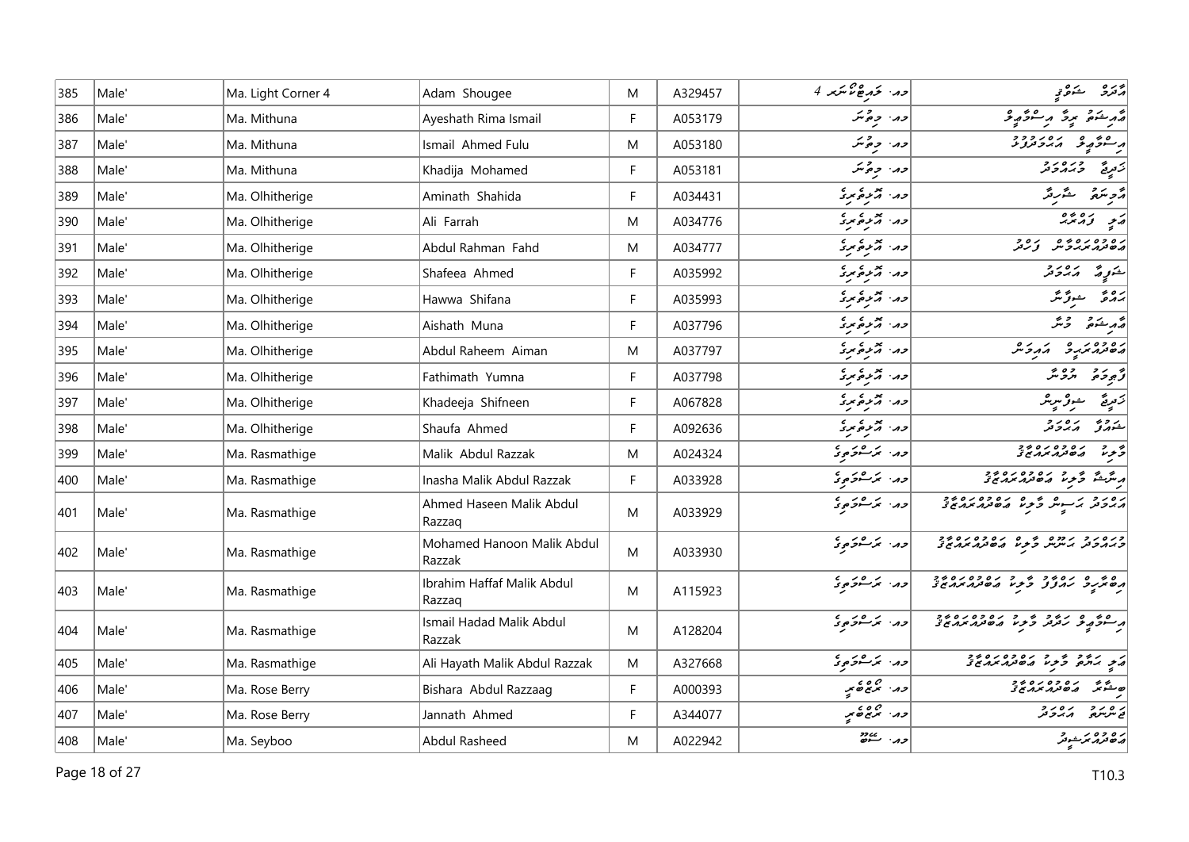| 385 | Male' | Ma. Light Corner 4 | Adam Shougee | M | A329457 | މއ. ލައިޓްކޯނަރ 4 | އާދަމް ޝައުޤީ |
|---|---|---|---|---|---|---|---|
| 386 | Male' | Ma. Mithuna | Ayeshath Rima Ismail | F | A053179 | މއ. މިތުނަ | އާއިޝަތު ރީމާ އިސްމާއީލް |
| 387 | Male' | Ma. Mithuna | Ismail Ahmed Fulu | M | A053180 | މއ. މިތުނަ | އިސްމާއީލް އަހުމަދުފުލު |
| 388 | Male' | Ma. Mithuna | Khadija Mohamed | F | A053181 | މއ. މިތުނަ | ޚަދީޖާ މުޙައްމަދު |
| 389 | Male' | Ma. Olhitherige | Aminath Shahida | F | A034431 | މއ. އޮޅިތެރިގެ | އާމިނަތު ޝާހިދާ |
| 390 | Male' | Ma. Olhitherige | Ali Farrah | M | A034776 | މއ. އޮޅިތެރިގެ | ޢަލީ ފައްރާޙު |
| 391 | Male' | Ma. Olhitherige | Abdul Rahman Fahd | M | A034777 | މއ. އޮޅިތެރިގެ | ޢަބްދުއްރަޙްމާން ފަހުދު |
| 392 | Male' | Ma. Olhitherige | Shafeea Ahmed | F | A035992 | މއ. އޮޅިތެރިގެ | ޝަފީޢާ އަޙްމަދު |
| 393 | Male' | Ma. Olhitherige | Hawwa Shifana | F | A035993 | މއ. އޮޅިތެރިގެ | ޙައްވާ ޝިފާނާ |
| 394 | Male' | Ma. Olhitherige | Aishath Muna | F | A037796 | މއ. އޮޅިތެރިގެ | އާއިޝަތު މުނާ |
| 395 | Male' | Ma. Olhitherige | Abdul Raheem Aiman | M | A037797 | މއ. އޮޅިތެރިގެ | ޢަބްދުއްރަޙީމް އައިމަން |
| 396 | Male' | Ma. Olhitherige | Fathimath Yumna | F | A037798 | މއ. އޮޅިތެރިގެ | ފާތިމަތު ޔުމްނާ |
| 397 | Male' | Ma. Olhitherige | Khadeeja Shifneen | F | A067828 | މއ. އޮޅިތެރިގެ | ޚަދީޖާ ޝިފްނީން |
| 398 | Male' | Ma. Olhitherige | Shaufa Ahmed | F | A092636 | މއ. އޮޅިތެރިގެ | ޝައުފާ އަޙްމަދު |
| 399 | Male' | Ma. Rasmathige | Malik Abdul Razzak | M | A024324 | މއ. ރަސްމަތިގެ | މާލިކު ޢަބްދުއްރައްޒާޤު |
| 400 | Male' | Ma. Rasmathige | Inasha Malik Abdul Razzak | F | A033928 | މއ. ރަސްމަތިގެ | އިނާޝާ މާލިކު ޢަބްދުއްރައްޒާޤު |
| 401 | Male' | Ma. Rasmathige | Ahmed Haseen Malik Abdul Razzaq | M | A033929 | މއ. ރަސްމަތިގެ | އަޙްމަދު ހަސީން މާލިކު ޢަބްދުއްރައްޒާޤު |
| 402 | Male' | Ma. Rasmathige | Mohamed Hanoon Malik Abdul Razzak | M | A033930 | މއ. ރަސްމަތިގެ | މުޙައްމަދު ހަނޫން މާލިކު ޢަބްދުއްރައްޒާޤު |
| 403 | Male' | Ma. Rasmathige | Ibrahim Haffaf Malik Abdul Razzaq | M | A115923 | މއ. ރަސްމަތިގެ | އިބްރާހީމް ހައްފާފް މާލިކު ޢަބްދުއްރައްޒާޤު |
| 404 | Male' | Ma. Rasmathige | Ismail Hadad Malik Abdul Razzak | M | A128204 | މއ. ރަސްމަތިގެ | އިސްމާއީލް ހަދާދު މާލިކު ޢަބްދުއްރައްޒާޤު |
| 405 | Male' | Ma. Rasmathige | Ali Hayath Malik Abdul Razzak | M | A327668 | މއ. ރަސްމަތިގެ | ޢަލީ ޙަޔާތު މާލިކު ޢަބްދުއްރައްޒާޤު |
| 406 | Male' | Ma. Rose Berry | Bishara Abdul Razzaag | F | A000393 | މއ. ރޯޒްބެރީ | ބިޝާރާ ޢަބްދުއްރައްޒާޤު |
| 407 | Male' | Ma. Rose Berry | Jannath Ahmed | F | A344077 | މއ. ރޯޒްބެރީ | ޖަންނަތު އަޙްމަދު |
| 408 | Male' | Ma. Seyboo | Abdul Rasheed | M | A022942 | މއ. ސޭބޫ | ޢަބްދުއްރަޝީދު |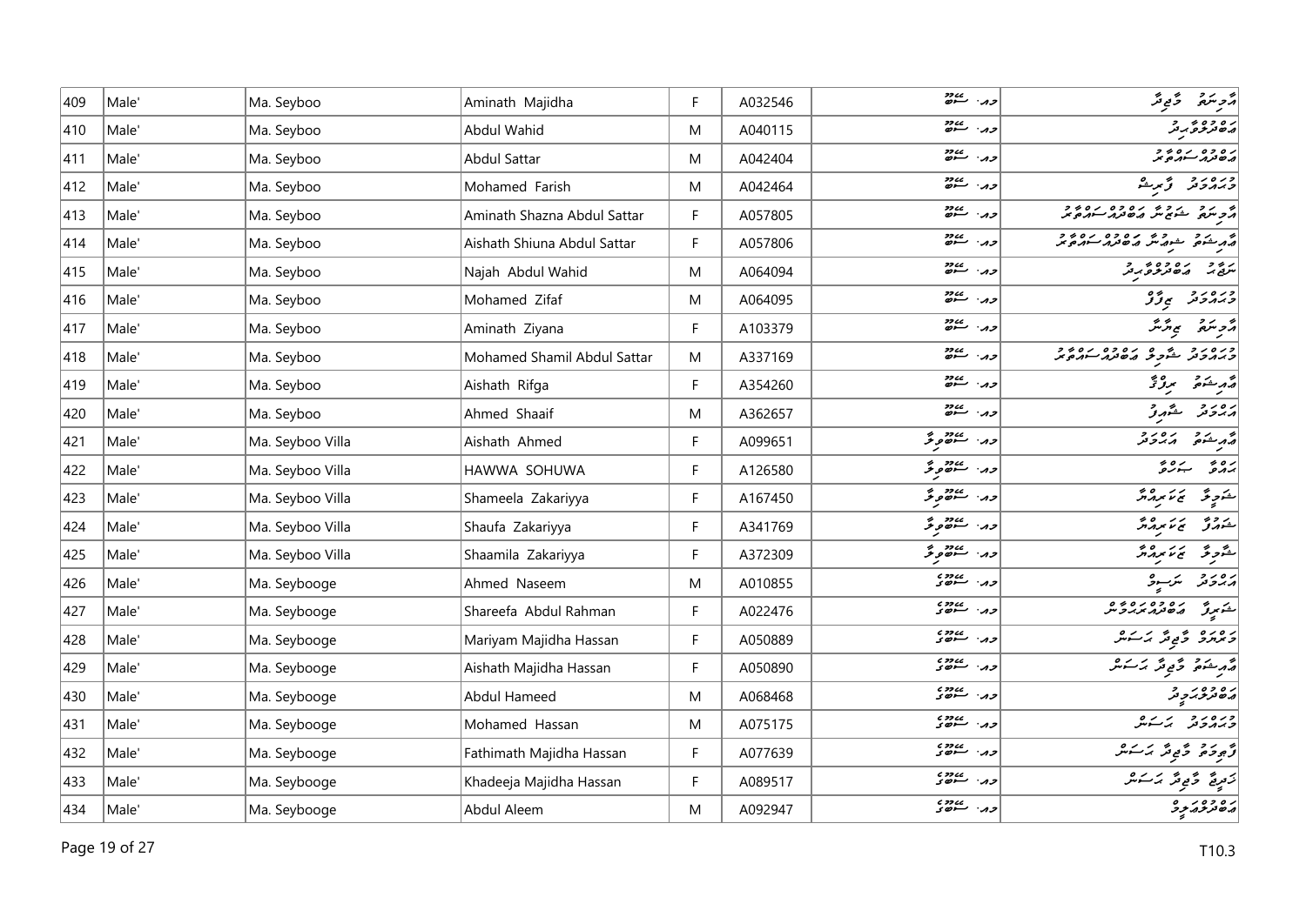| 409 | Male' | Ma. Seyboo | Aminath Majidha | F | A032546 | މއ. ސޭބޫ | އާމިނަތު މާޖިދާ |
|---|---|---|---|---|---|---|---|
| 410 | Male' | Ma. Seyboo | Abdul Wahid | M | A040115 | މއ. ސޭބޫ | އަބްދުލްވާހިދު |
| 411 | Male' | Ma. Seyboo | Abdul Sattar | M | A042404 | މއ. ސޭބޫ | އަބްދުއްސައްތާރު |
| 412 | Male' | Ma. Seyboo | Mohamed Farish | M | A042464 | މއ. ސޭބޫ | މުޙައްމަދު ފާރިޝް |
| 413 | Male' | Ma. Seyboo | Aminath Shazna Abdul Sattar | F | A057805 | މއ. ސޭބޫ | އާމިނަތު ޝަޒްނާ އަބްދުއްސައްތާރު |
| 414 | Male' | Ma. Seyboo | Aishath Shiuna Abdul Sattar | F | A057806 | މއ. ސޭބޫ | އާއިޝަތު ޝިއުނާ އަބްދުއްސައްތާރު |
| 415 | Male' | Ma. Seyboo | Najah Abdul Wahid | M | A064094 | މއ. ސޭބޫ | ނަޖާހު އަބްދުލްވާހިދު |
| 416 | Male' | Ma. Seyboo | Mohamed Zifaf | M | A064095 | މއ. ސޭބޫ | މުޙައްމަދު ޒިފާފު |
| 417 | Male' | Ma. Seyboo | Aminath Ziyana | F | A103379 | މއ. ސޭބޫ | އާމިނަތު ޒިޔާނާ |
| 418 | Male' | Ma. Seyboo | Mohamed Shamil Abdul Sattar | M | A337169 | މއ. ސޭބޫ | މުޙައްމަދު ޝާމިލް އަބްދުއްސައްތާރު |
| 419 | Male' | Ma. Seyboo | Aishath Rifga | F | A354260 | މއ. ސޭބޫ | އާއިޝަތު ރިފްގާ |
| 420 | Male' | Ma. Seyboo | Ahmed Shaaif | M | A362657 | މއ. ސޭބޫ | އަޙްމަދު ޝާއިފް |
| 421 | Male' | Ma. Seyboo Villa | Aishath Ahmed | F | A099651 | މއ. ސޭބޫވިލާ | އާއިޝަތު އަޙްމަދު |
| 422 | Male' | Ma. Seyboo Villa | HAWWA SOHUWA | F | A126580 | މއ. ސޭބޫވިލާ | ހައްވާ ސަހުވާ |
| 423 | Male' | Ma. Seyboo Villa | Shameela Zakariyya | F | A167450 | މއ. ސޭބޫވިލާ | ޝަމީލާ ޒަކަރިއްޔާ |
| 424 | Male' | Ma. Seyboo Villa | Shaufa Zakariyya | F | A341769 | މއ. ސޭބޫވިލާ | ޝައުފާ ޒަކަރިއްޔާ |
| 425 | Male' | Ma. Seyboo Villa | Shaamila Zakariyya | F | A372309 | މއ. ސޭބޫވިލާ | ޝާމިލާ ޒަކަރިއްޔާ |
| 426 | Male' | Ma. Seybooge | Ahmed Naseem | M | A010855 | މއ. ސޭބޫގެ | އަޙްމަދު ނަސީމް |
| 427 | Male' | Ma. Seybooge | Shareefa Abdul Rahman | F | A022476 | މއ. ސޭބޫގެ | ޝަރީފާ އަބްދުއްރަޙްމާން |
| 428 | Male' | Ma. Seybooge | Mariyam Majidha Hassan | F | A050889 | މއ. ސޭބޫގެ | މަރިޔަމް މާޖިދާ ހަސަން |
| 429 | Male' | Ma. Seybooge | Aishath Majidha Hassan | F | A050890 | މއ. ސޭބޫގެ | އާއިޝަތު މާޖިދާ ހަސަން |
| 430 | Male' | Ma. Seybooge | Abdul Hameed | M | A068468 | މއ. ސޭބޫގެ | އަބްދުލްހަމީދު |
| 431 | Male' | Ma. Seybooge | Mohamed Hassan | M | A075175 | މއ. ސޭބޫގެ | މުޙައްމަދު ހަސަން |
| 432 | Male' | Ma. Seybooge | Fathimath Majidha Hassan | F | A077639 | މއ. ސޭބޫގެ | ފާތިމަތު މާޖިދާ ހަސަން |
| 433 | Male' | Ma. Seybooge | Khadeeja Majidha Hassan | F | A089517 | މއ. ސޭބޫގެ | ހަދީޖާ މާޖިދާ ހަސަން |
| 434 | Male' | Ma. Seybooge | Abdul Aleem | M | A092947 | މއ. ސޭބޫގެ | އަބްދުލްއަލީމް |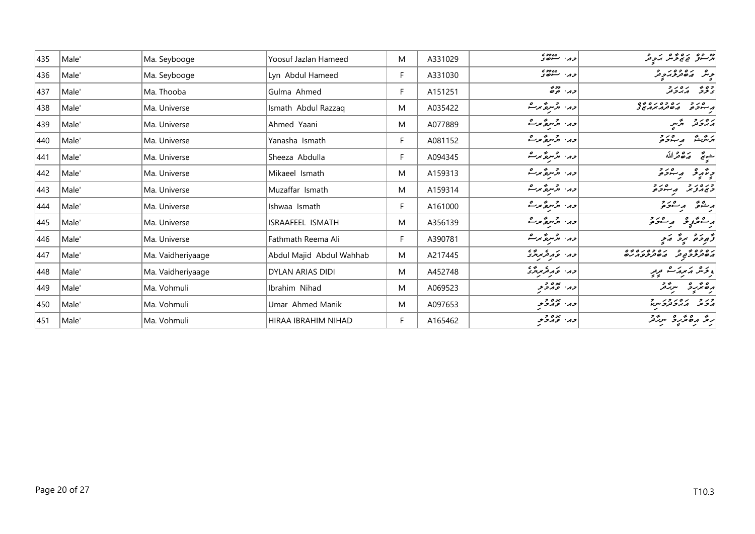| 435 | Male' | Ma. Seybooge | Yoosuf Jazlan Hameed | M | A331029 | މއ. ސޭބޫގެ | ޔޫސުފް ޖަޒްލާން ހަމީދު |
|---|---|---|---|---|---|---|---|
| 436 | Male' | Ma. Seybooge | Lyn Abdul Hameed | F | A331030 | މއ. ސޭބޫގެ | ލިން އަބްދުލްހަމީދު |
| 437 | Male' | Ma. Thooba | Gulma Ahmed | F | A151251 | މއ. ތޫބާ | ގުލްމާ އަހްމަދު |
| 438 | Male' | Ma. Universe | Ismath Abdul Razzaq | M | A035422 | މއ. ޔުނިވާރސް | އިސްމަތު އަބްދުއްރައްޒާޤު |
| 439 | Male' | Ma. Universe | Ahmed Yaani | M | A077889 | މއ. ޔުނިވާރސް | އަހްމަދު ޔާނި |
| 440 | Male' | Ma. Universe | Yanasha Ismath | F | A081152 | މއ. ޔުނިވާރސް | ޔަނާޝާ އިސްމަތު |
| 441 | Male' | Ma. Universe | Sheeza Abdulla | F | A094345 | މއ. ޔުނިވާރސް | ޝީޒާ އަބްދުﷲ |
| 442 | Male' | Ma. Universe | Mikaeel Ismath | M | A159313 | މއ. ޔުނިވާރސް | މީކާއީލް އިސްމަތު |
| 443 | Male' | Ma. Universe | Muzaffar Ismath | M | A159314 | މއ. ޔުނިވާރސް | މުޒައްފަރު އިސްމަތު |
| 444 | Male' | Ma. Universe | Ishwaa Ismath | F | A161000 | މއ. ޔުނިވާރސް | އިޝްވާ އިސްމަތު |
| 445 | Male' | Ma. Universe | ISRAAFEEL ISMATH | M | A356139 | މއ. ޔުނިވާރސް | އިސްރާފީލް އިސްމަތު |
| 446 | Male' | Ma. Universe | Fathmath Reema Ali | F | A390781 | މއ. ޔުނިވާރސް | ފާތިމަތު ރީމާ ޢަލި |
| 447 | Male' | Ma. Vaidheriyaage | Abdul Majid Abdul Wahhab | M | A217445 | މއ. ވައިދެރިޔާގެ | އަބްދުލްމާޖިދު އަބްދުލްވައްހާބު |
| 448 | Male' | Ma. Vaidheriyaage | DYLAN ARIAS DIDI | M | A452748 | މއ. ވައިދެރިޔާގެ | ޑިލަން އަރިއަސް ދީދީ |
| 449 | Male' | Ma. Vohmuli | Ibrahim Nihad | M | A069523 | މއ. ވޮއްމުލި | އިބްރާހީމް ނިހާދު |
| 450 | Male' | Ma. Vohmuli | Umar Ahmed Manik | M | A097653 | މއ. ވޮއްމުލި | ޢުމަރު އަހްމަދުމަނިކު |
| 451 | Male' | Ma. Vohmuli | HIRAA IBRAHIM NIHAD | F | A165462 | މއ. ވޮއްމުލި | ހިރާ އިބްރާހީމް ނިހާދު |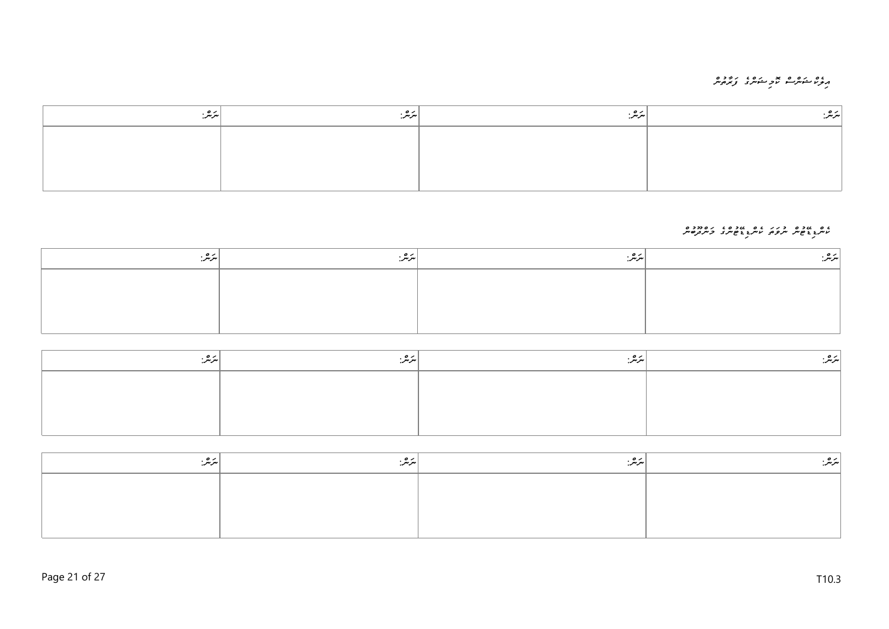ދިވެހިރާއްޖޭގެ ރަށްރަށުގެ ކަރުދާސް

| ނަންބަރު: | ނަންބަރު: | ނަންބަރު: | ނަންބަރު: |
| --- | --- | --- | --- |
| | | | |

ކުންފުނީގެ ނަމާއި ކުންފުނީގެ ވެރިންގެ ނަންތައް

| ނަންބަރު: | ނަންބަރު: | ނަންބަރު: | ނަންބަރު: |
| --- | --- | --- | --- |
| | | | |

| ނަންބަރު: | ނަންބަރު: | ނަންބަރު: | ނަންބަރު: |
| --- | --- | --- | --- |
| | | | |

| ނަންބަރު: | ނަންބަރު: | ނަންބަރު: | ނަންބަރު: |
| --- | --- | --- | --- |
| | | | |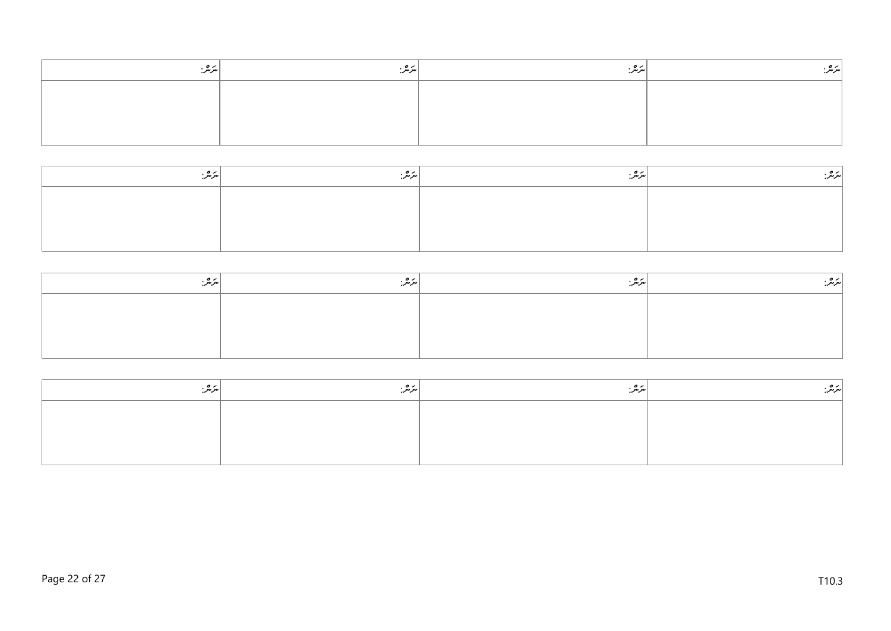| ނަންބަރ: | ނަންބަރ: | ނަންބަރ: | ނަންބަރ: |
|---|---|---|---|
| | | | |

| ނަންބަރ: | ނަންބަރ: | ނަންބަރ: | ނަންބަރ: |
|---|---|---|---|
| | | | |

| ނަންބަރ: | ނަންބަރ: | ނަންބަރ: | ނަންބަރ: |
|---|---|---|---|
| | | | |

| ނަންބަރ: | ނަންބަރ: | ނަންބަރ: | ނަންބަރ: |
|---|---|---|---|
| | | | |

T10.3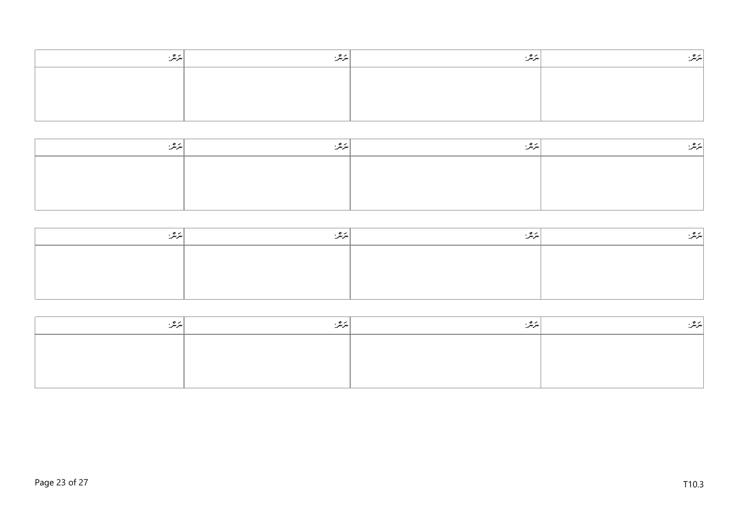| ނަރުދ: | ނަރުދ: | ނަރުދ: | ނަރުދ: |
| --- | --- | --- | --- |
| | | | |

| ނަރުދ: | ނަރުދ: | ނަރުދ: | ނަރުދ: |
| --- | --- | --- | --- |
| | | | |

| ނަރުދ: | ނަރުދ: | ނަރުދ: | ނަރުދ: |
| --- | --- | --- | --- |
| | | | |

| ނަރުދ: | ނަރުދ: | ނަރުދ: | ނަރުދ: |
| --- | --- | --- | --- |
| | | | |

T10.3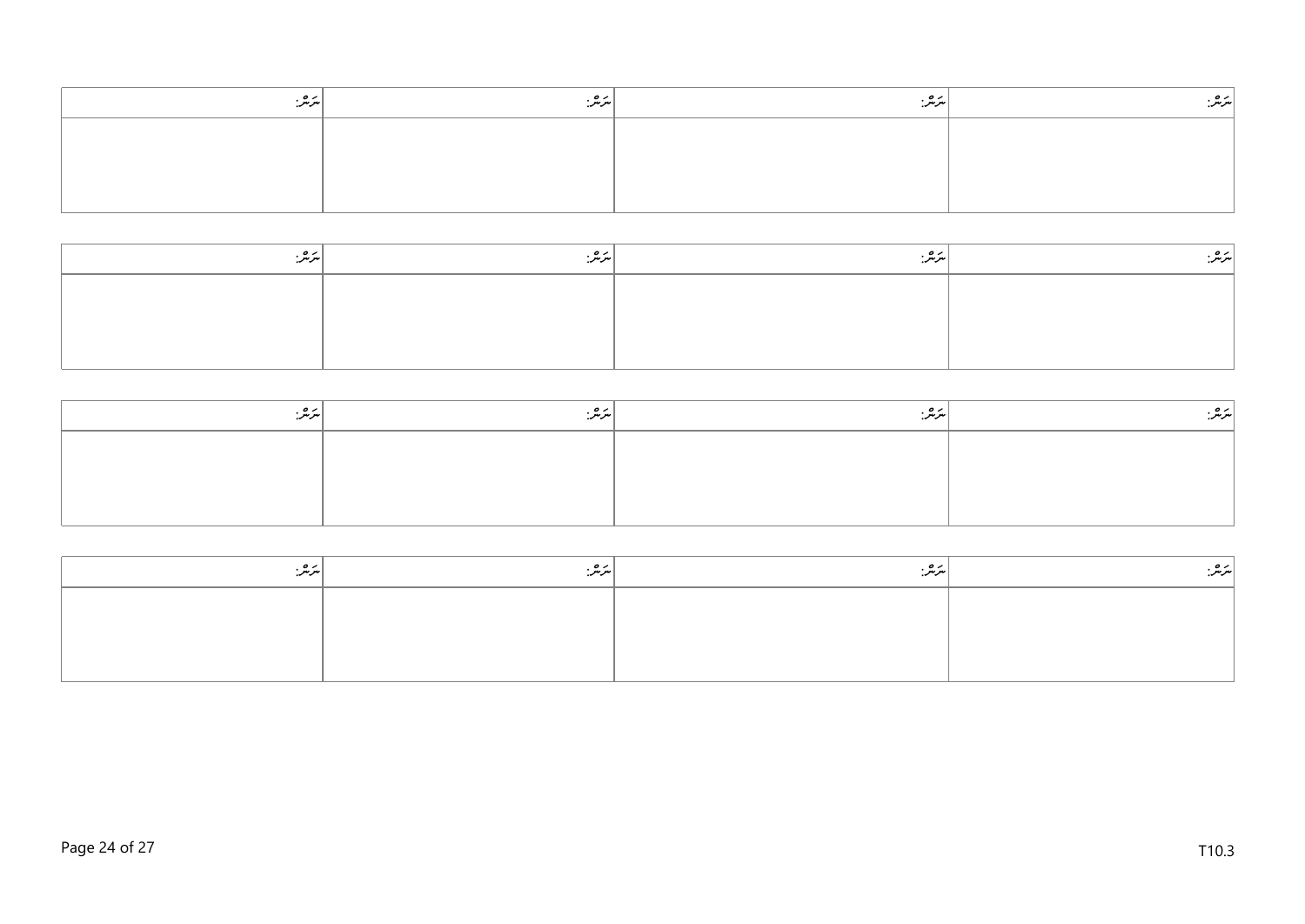| ނަންބަރ: | ނަންބަރ: | ނަންބަރ: | ނަންބަރ: |
|---|---|---|---|
| | | | |

| ނަންބަރ: | ނަންބަރ: | ނަންބަރ: | ނަންބަރ: |
|---|---|---|---|
| | | | |

| ނަންބަރ: | ނަންބަރ: | ނަންބަރ: | ނަންބަރ: |
|---|---|---|---|
| | | | |

| ނަންބަރ: | ނަންބަރ: | ނަންބަރ: | ނަންބަރ: |
|---|---|---|---|
| | | | |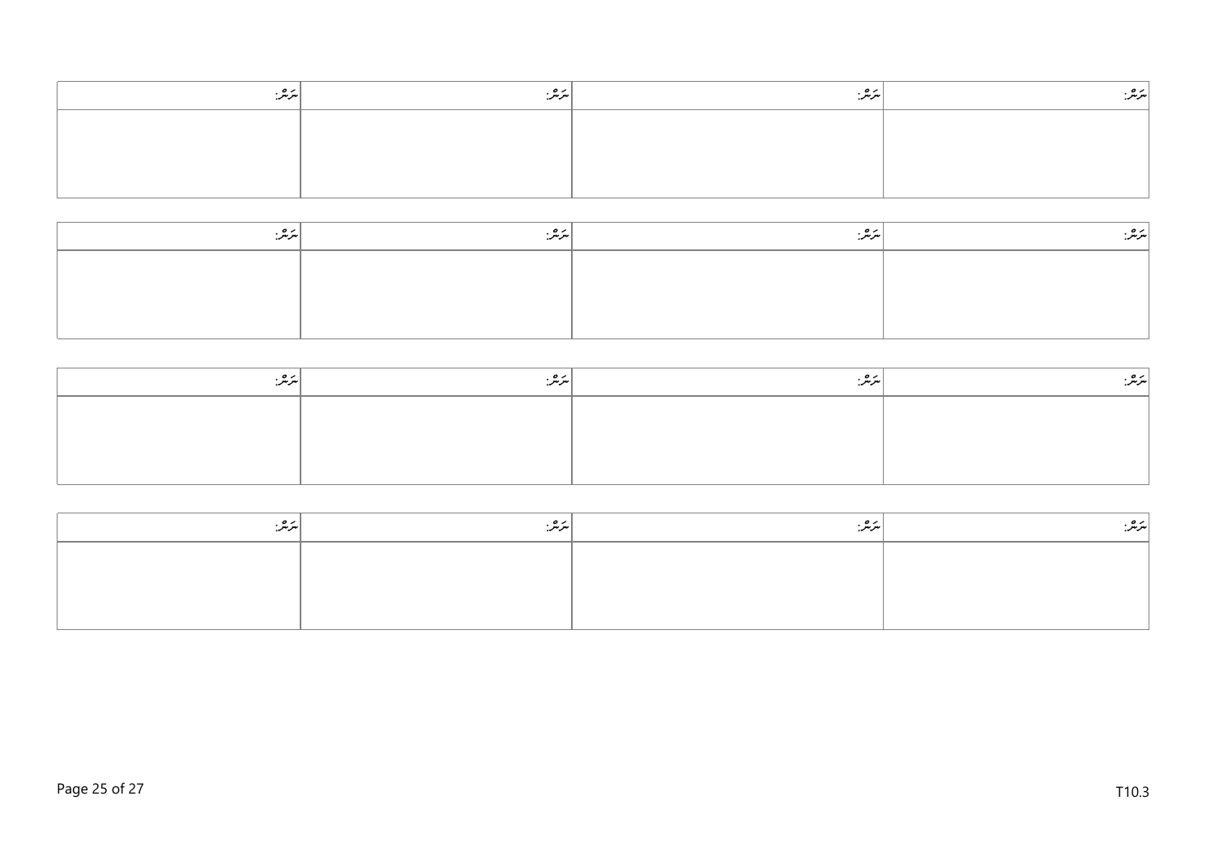| ނަންބަރު: | ނަންބަރު: | ނަންބަރު: | ނަންބަރު: |
|---|---|---|---|
| | | | |

| ނަންބަރު: | ނަންބަރު: | ނަންބަރު: | ނަންބަރު: |
|---|---|---|---|
| | | | |

| ނަންބަރު: | ނަންބަރު: | ނަންބަރު: | ނަންބަރު: |
|---|---|---|---|
| | | | |

| ނަންބަރު: | ނަންބަރު: | ނަންބަރު: | ނަންބަރު: |
|---|---|---|---|
| | | | |

T10.3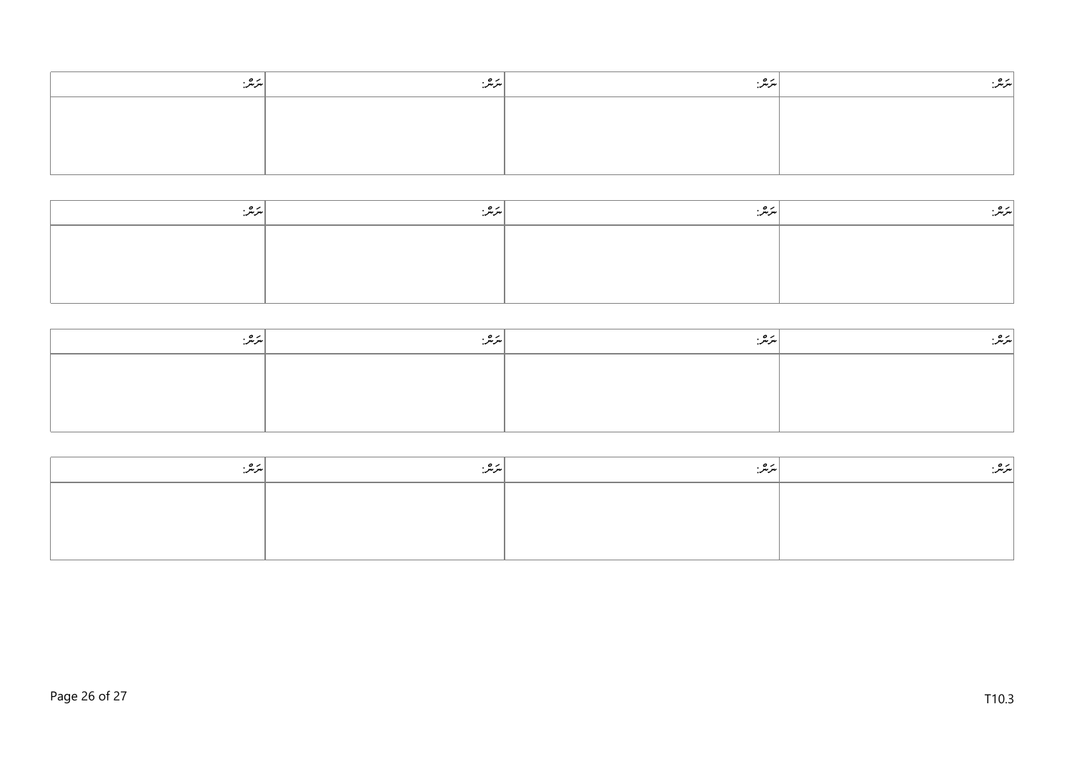| ނަންބަރު: | ނަންބަރު: | ނަންބަރު: | ނަންބަރު: |
|---|---|---|---|
| | | | |

| ނަންބަރު: | ނަންބަރު: | ނަންބަރު: | ނަންބަރު: |
|---|---|---|---|
| | | | |

| ނަންބަރު: | ނަންބަރު: | ނަންބަރު: | ނަންބަރު: |
|---|---|---|---|
| | | | |

| ނަންބަރު: | ނަންބަރު: | ނަންބަރު: | ނަންބަރު: |
|---|---|---|---|
| | | | |

T10.3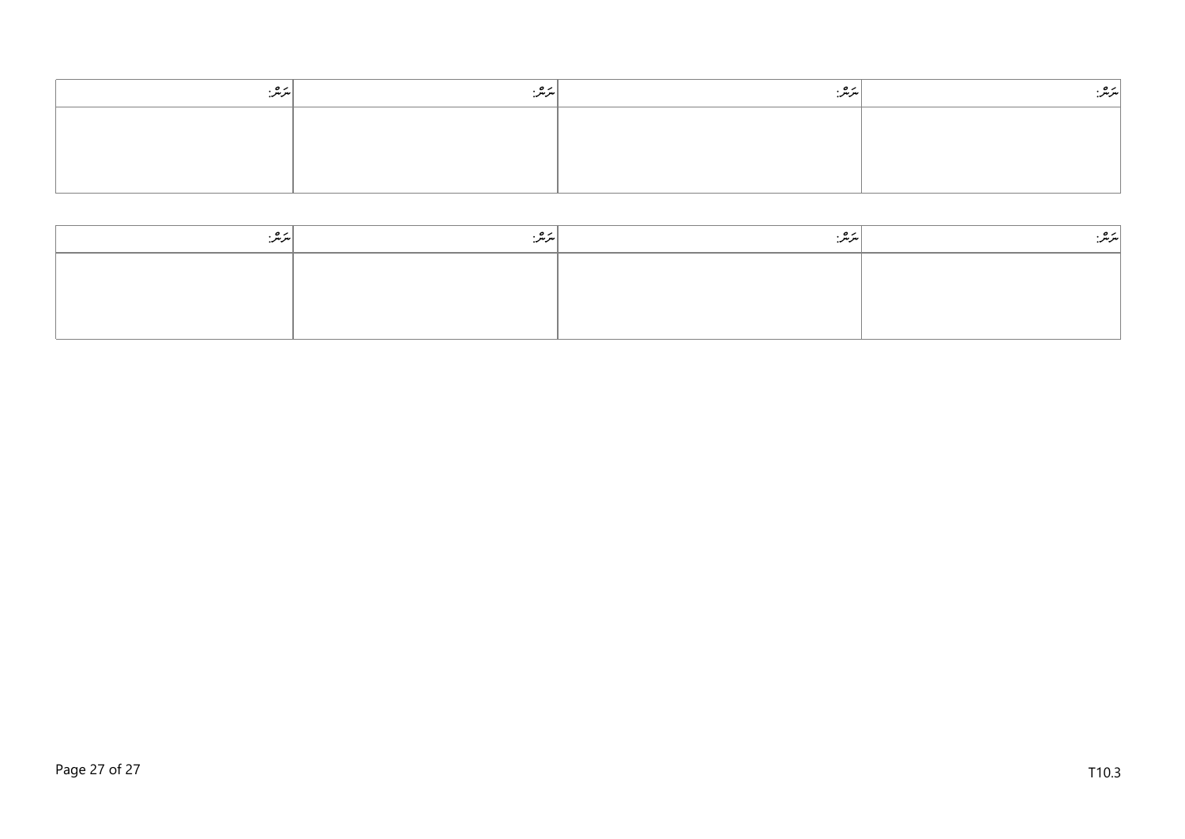| ޜަރަޝް: | ޜަރަޝް: | ޜަރަޝް: | ޜަރަޝް: |
| --- | --- | --- | --- |
| | | | |

| ޜަރަޝް: | ޜަރަޝް: | ޜަރަޝް: | ޜަރަޝް: |
| --- | --- | --- | --- |
| | | | |

T10.3